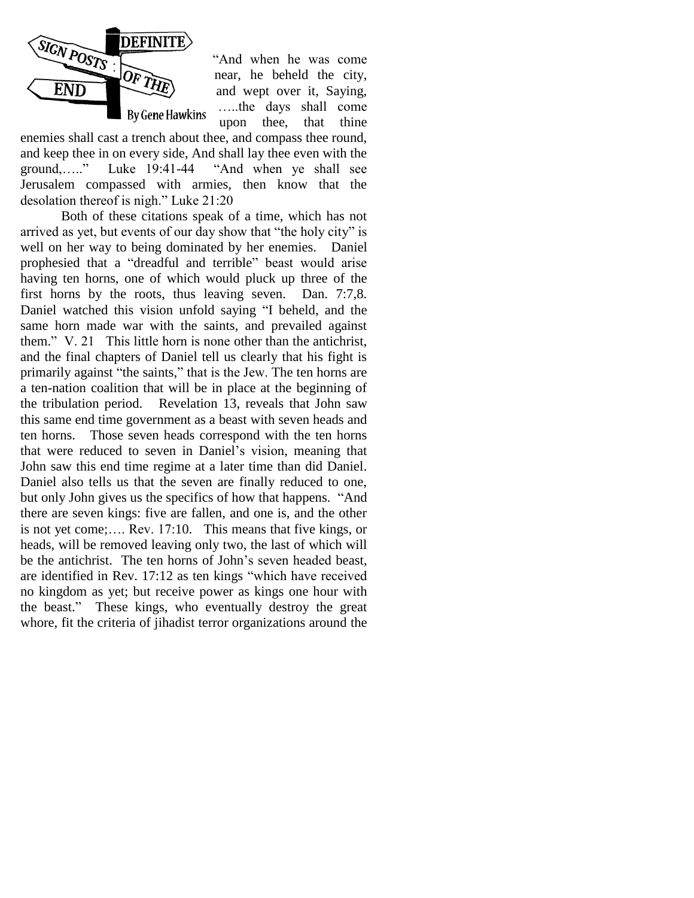# SIGN POSTS: DEFINITE OF THE END

By Gene Hawkins

"And when he was come near, he beheld the city, and wept over it, Saying, …..the days shall come upon thee, that thine enemies shall cast a trench about thee, and compass thee round, and keep thee in on every side, And shall lay thee even with the ground,….." Luke 19:41-44 "And when ye shall see Jerusalem compassed with armies, then know that the desolation thereof is nigh." Luke 21:20

Both of these citations speak of a time, which has not arrived as yet, but events of our day show that "the holy city" is well on her way to being dominated by her enemies. Daniel prophesied that a "dreadful and terrible" beast would arise having ten horns, one of which would pluck up three of the first horns by the roots, thus leaving seven. Dan. 7:7,8. Daniel watched this vision unfold saying "I beheld, and the same horn made war with the saints, and prevailed against them." V. 21 This little horn is none other than the antichrist, and the final chapters of Daniel tell us clearly that his fight is primarily against "the saints," that is the Jew. The ten horns are a ten-nation coalition that will be in place at the beginning of the tribulation period. Revelation 13, reveals that John saw this same end time government as a beast with seven heads and ten horns. Those seven heads correspond with the ten horns that were reduced to seven in Daniel's vision, meaning that John saw this end time regime at a later time than did Daniel. Daniel also tells us that the seven are finally reduced to one, but only John gives us the specifics of how that happens. "And there are seven kings: five are fallen, and one is, and the other is not yet come;…. Rev. 17:10. This means that five kings, or heads, will be removed leaving only two, the last of which will be the antichrist. The ten horns of John's seven headed beast, are identified in Rev. 17:12 as ten kings "which have received no kingdom as yet; but receive power as kings one hour with the beast." These kings, who eventually destroy the great whore, fit the criteria of jihadist terror organizations around the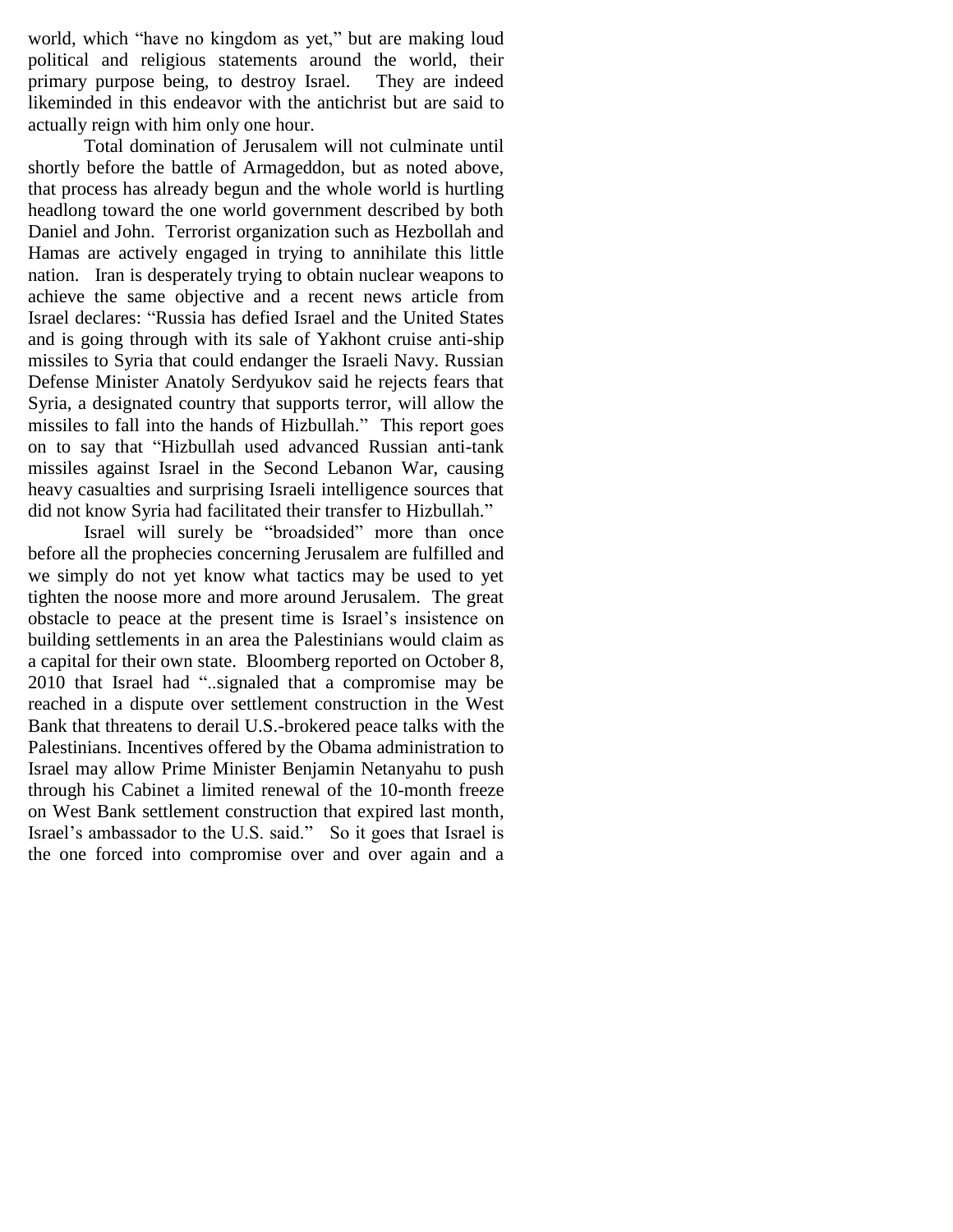world, which "have no kingdom as yet," but are making loud political and religious statements around the world, their primary purpose being, to destroy Israel. They are indeed likeminded in this endeavor with the antichrist but are said to actually reign with him only one hour.

Total domination of Jerusalem will not culminate until shortly before the battle of Armageddon, but as noted above, that process has already begun and the whole world is hurtling headlong toward the one world government described by both Daniel and John. Terrorist organization such as Hezbollah and Hamas are actively engaged in trying to annihilate this little nation. Iran is desperately trying to obtain nuclear weapons to achieve the same objective and a recent news article from Israel declares: "Russia has defied Israel and the United States and is going through with its sale of Yakhont cruise anti-ship missiles to Syria that could endanger the Israeli Navy. Russian Defense Minister Anatoly Serdyukov said he rejects fears that Syria, a designated country that supports terror, will allow the missiles to fall into the hands of Hizbullah." This report goes on to say that "Hizbullah used advanced Russian anti-tank missiles against Israel in the Second Lebanon War, causing heavy casualties and surprising Israeli intelligence sources that did not know Syria had facilitated their transfer to Hizbullah."

Israel will surely be "broadsided" more than once before all the prophecies concerning Jerusalem are fulfilled and we simply do not yet know what tactics may be used to yet tighten the noose more and more around Jerusalem. The great obstacle to peace at the present time is Israel's insistence on building settlements in an area the Palestinians would claim as a capital for their own state. Bloomberg reported on October 8, 2010 that Israel had "..signaled that a compromise may be reached in a dispute over settlement construction in the West Bank that threatens to derail U.S.-brokered peace talks with the Palestinians. Incentives offered by the Obama administration to Israel may allow Prime Minister Benjamin Netanyahu to push through his Cabinet a limited renewal of the 10-month freeze on West Bank settlement construction that expired last month, Israel's ambassador to the U.S. said." So it goes that Israel is the one forced into compromise over and over again and a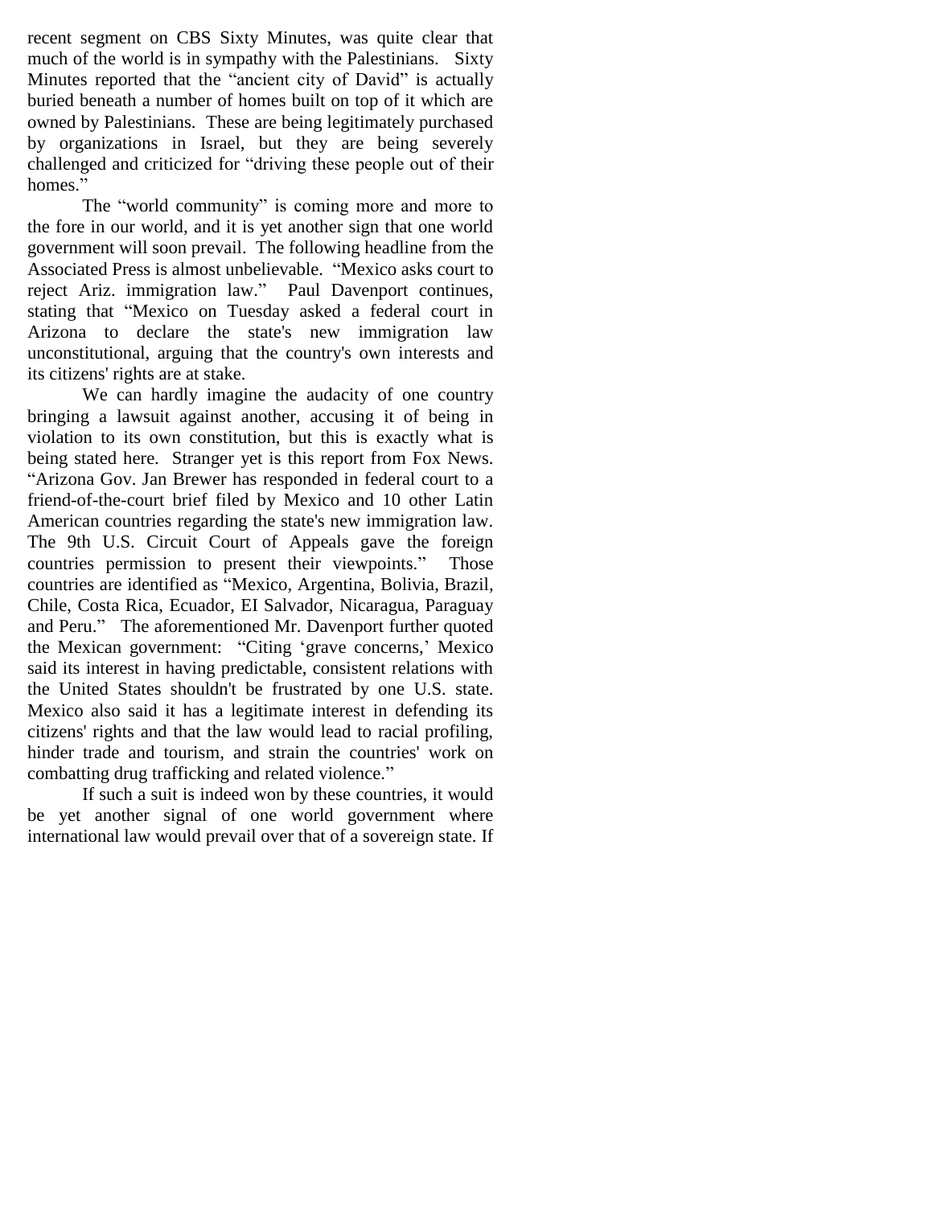recent segment on CBS Sixty Minutes, was quite clear that much of the world is in sympathy with the Palestinians. Sixty Minutes reported that the "ancient city of David" is actually buried beneath a number of homes built on top of it which are owned by Palestinians. These are being legitimately purchased by organizations in Israel, but they are being severely challenged and criticized for "driving these people out of their homes."

The "world community" is coming more and more to the fore in our world, and it is yet another sign that one world government will soon prevail. The following headline from the Associated Press is almost unbelievable. "Mexico asks court to reject Ariz. immigration law." Paul Davenport continues, stating that "Mexico on Tuesday asked a federal court in Arizona to declare the state's new immigration law unconstitutional, arguing that the country's own interests and its citizens' rights are at stake.

We can hardly imagine the audacity of one country bringing a lawsuit against another, accusing it of being in violation to its own constitution, but this is exactly what is being stated here. Stranger yet is this report from Fox News. "Arizona Gov. Jan Brewer has responded in federal court to a friend-of-the-court brief filed by Mexico and 10 other Latin American countries regarding the state's new immigration law. The 9th U.S. Circuit Court of Appeals gave the foreign countries permission to present their viewpoints." Those countries are identified as "Mexico, Argentina, Bolivia, Brazil, Chile, Costa Rica, Ecuador, EI Salvador, Nicaragua, Paraguay and Peru." The aforementioned Mr. Davenport further quoted the Mexican government: "Citing 'grave concerns,' Mexico said its interest in having predictable, consistent relations with the United States shouldn't be frustrated by one U.S. state. Mexico also said it has a legitimate interest in defending its citizens' rights and that the law would lead to racial profiling, hinder trade and tourism, and strain the countries' work on combatting drug trafficking and related violence."

If such a suit is indeed won by these countries, it would be yet another signal of one world government where international law would prevail over that of a sovereign state. If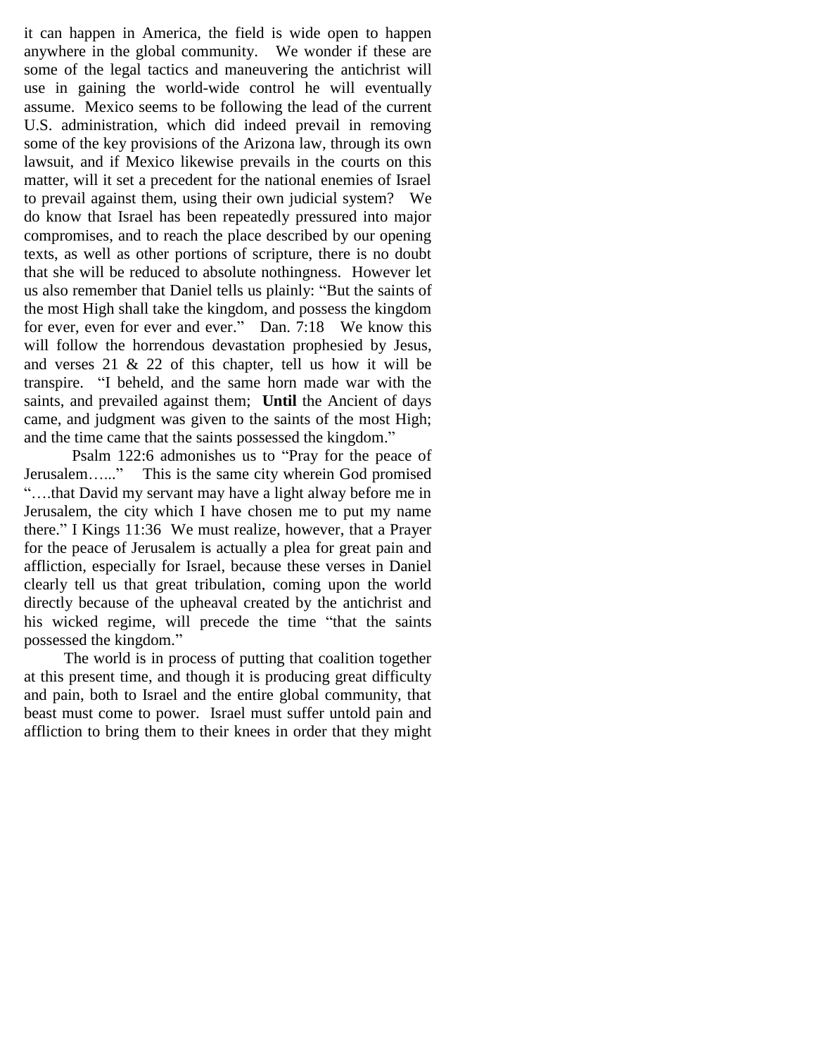it can happen in America, the field is wide open to happen anywhere in the global community. We wonder if these are some of the legal tactics and maneuvering the antichrist will use in gaining the world-wide control he will eventually assume. Mexico seems to be following the lead of the current U.S. administration, which did indeed prevail in removing some of the key provisions of the Arizona law, through its own lawsuit, and if Mexico likewise prevails in the courts on this matter, will it set a precedent for the national enemies of Israel to prevail against them, using their own judicial system? We do know that Israel has been repeatedly pressured into major compromises, and to reach the place described by our opening texts, as well as other portions of scripture, there is no doubt that she will be reduced to absolute nothingness. However let us also remember that Daniel tells us plainly: “But the saints of the most High shall take the kingdom, and possess the kingdom for ever, even for ever and ever.” Dan. 7:18 We know this will follow the horrendous devastation prophesied by Jesus, and verses 21 & 22 of this chapter, tell us how it will be transpire. “I beheld, and the same horn made war with the saints, and prevailed against them; **Until** the Ancient of days came, and judgment was given to the saints of the most High; and the time came that the saints possessed the kingdom.”

Psalm 122:6 admonishes us to “Pray for the peace of Jerusalem…...” This is the same city wherein God promised “….that David my servant may have a light alway before me in Jerusalem, the city which I have chosen me to put my name there.” I Kings 11:36 We must realize, however, that a Prayer for the peace of Jerusalem is actually a plea for great pain and affliction, especially for Israel, because these verses in Daniel clearly tell us that great tribulation, coming upon the world directly because of the upheaval created by the antichrist and his wicked regime, will precede the time “that the saints possessed the kingdom.”

The world is in process of putting that coalition together at this present time, and though it is producing great difficulty and pain, both to Israel and the entire global community, that beast must come to power. Israel must suffer untold pain and affliction to bring them to their knees in order that they might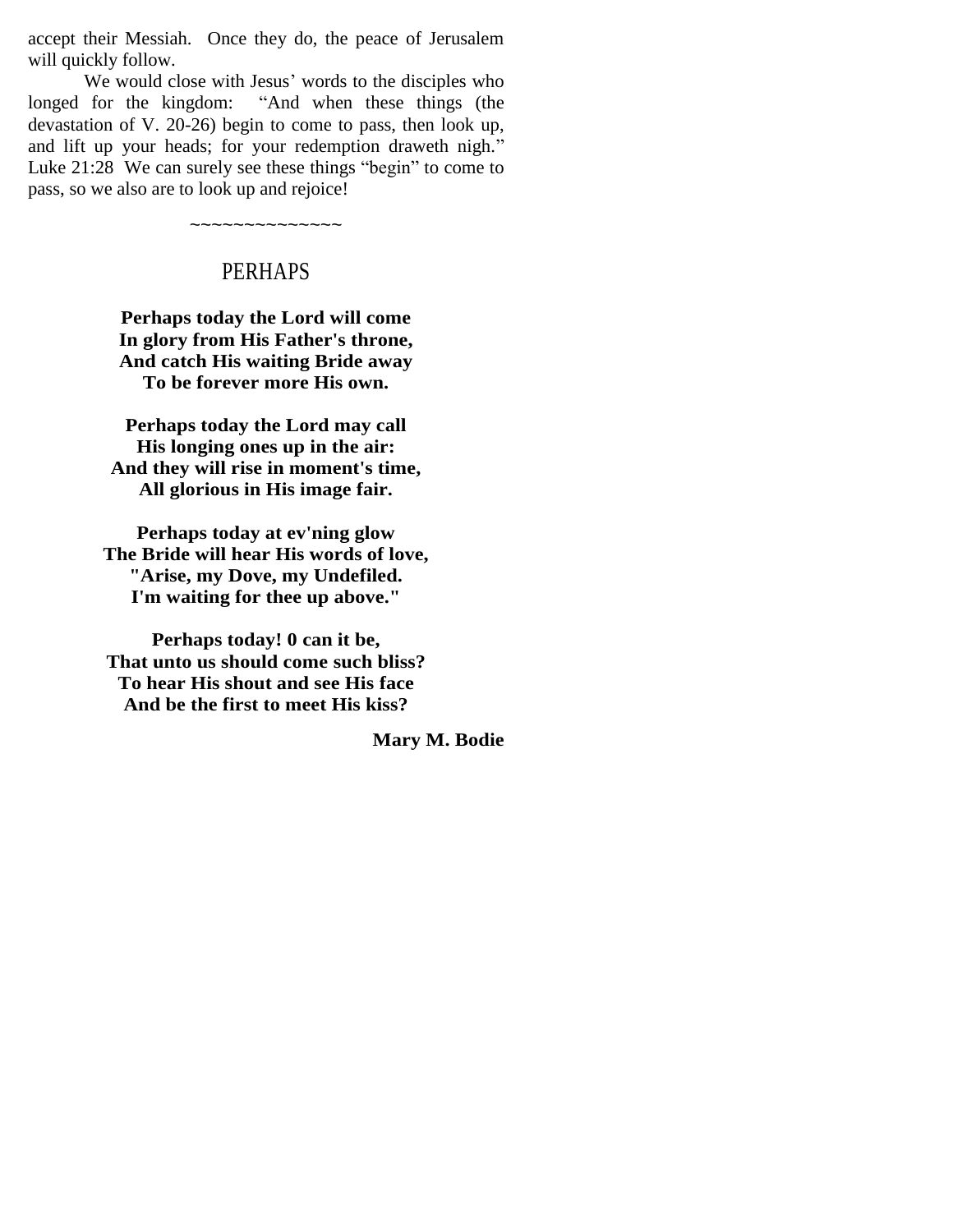accept their Messiah. Once they do, the peace of Jerusalem will quickly follow.

We would close with Jesus' words to the disciples who longed for the kingdom: "And when these things (the devastation of V. 20-26) begin to come to pass, then look up, and lift up your heads; for your redemption draweth nigh." Luke 21:28 We can surely see these things "begin" to come to pass, so we also are to look up and rejoice!

~~~~~~~~~~~~~~

## PERHAPS

**Perhaps today the Lord will come**
**In glory from His Father's throne,**
**And catch His waiting Bride away**
**To be forever more His own.**

**Perhaps today the Lord may call**
**His longing ones up in the air:**
**And they will rise in moment's time,**
**All glorious in His image fair.**

**Perhaps today at ev'ning glow**
**The Bride will hear His words of love,**
**"Arise, my Dove, my Undefiled.**
**I'm waiting for thee up above."**

**Perhaps today! 0 can it be,**
**That unto us should come such bliss?**
**To hear His shout and see His face**
**And be the first to meet His kiss?**

**Mary M. Bodie**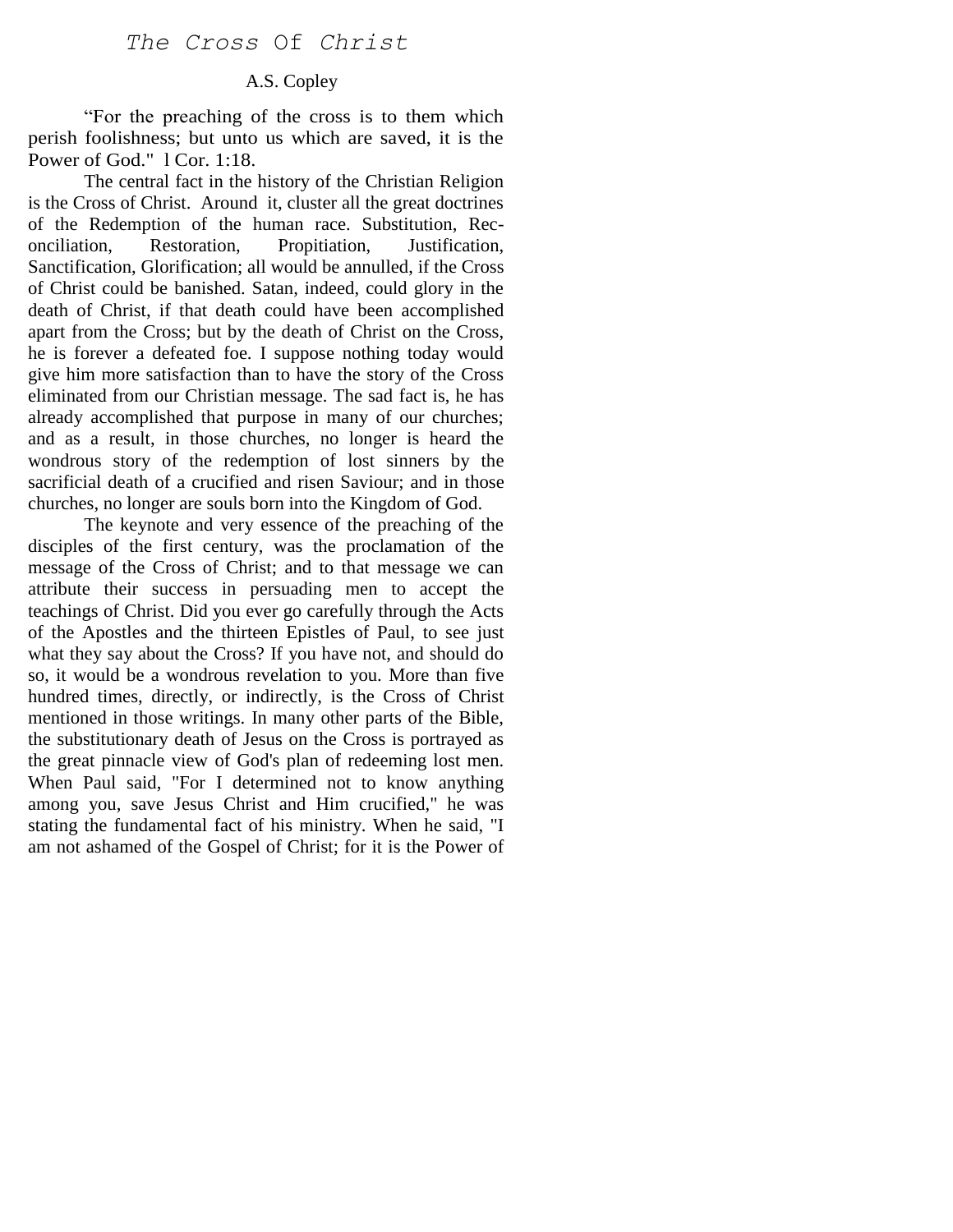# *The Cross Of Christ*

A.S. Copley

"For the preaching of the cross is to them which perish foolishness; but unto us which are saved, it is the Power of God." l Cor. 1:18.

The central fact in the history of the Christian Religion is the Cross of Christ. Around it, cluster all the great doctrines of the Redemption of the human race. Substitution, Reconciliation, Restoration, Propitiation, Justification, Sanctification, Glorification; all would be annulled, if the Cross of Christ could be banished. Satan, indeed, could glory in the death of Christ, if that death could have been accomplished apart from the Cross; but by the death of Christ on the Cross, he is forever a defeated foe. I suppose nothing today would give him more satisfaction than to have the story of the Cross eliminated from our Christian message. The sad fact is, he has already accomplished that purpose in many of our churches; and as a result, in those churches, no longer is heard the wondrous story of the redemption of lost sinners by the sacrificial death of a crucified and risen Saviour; and in those churches, no longer are souls born into the Kingdom of God.

The keynote and very essence of the preaching of the disciples of the first century, was the proclamation of the message of the Cross of Christ; and to that message we can attribute their success in persuading men to accept the teachings of Christ. Did you ever go carefully through the Acts of the Apostles and the thirteen Epistles of Paul, to see just what they say about the Cross? If you have not, and should do so, it would be a wondrous revelation to you. More than five hundred times, directly, or indirectly, is the Cross of Christ mentioned in those writings. In many other parts of the Bible, the substitutionary death of Jesus on the Cross is portrayed as the great pinnacle view of God's plan of redeeming lost men. When Paul said, "For I determined not to know anything among you, save Jesus Christ and Him crucified," he was stating the fundamental fact of his ministry. When he said, "I am not ashamed of the Gospel of Christ; for it is the Power of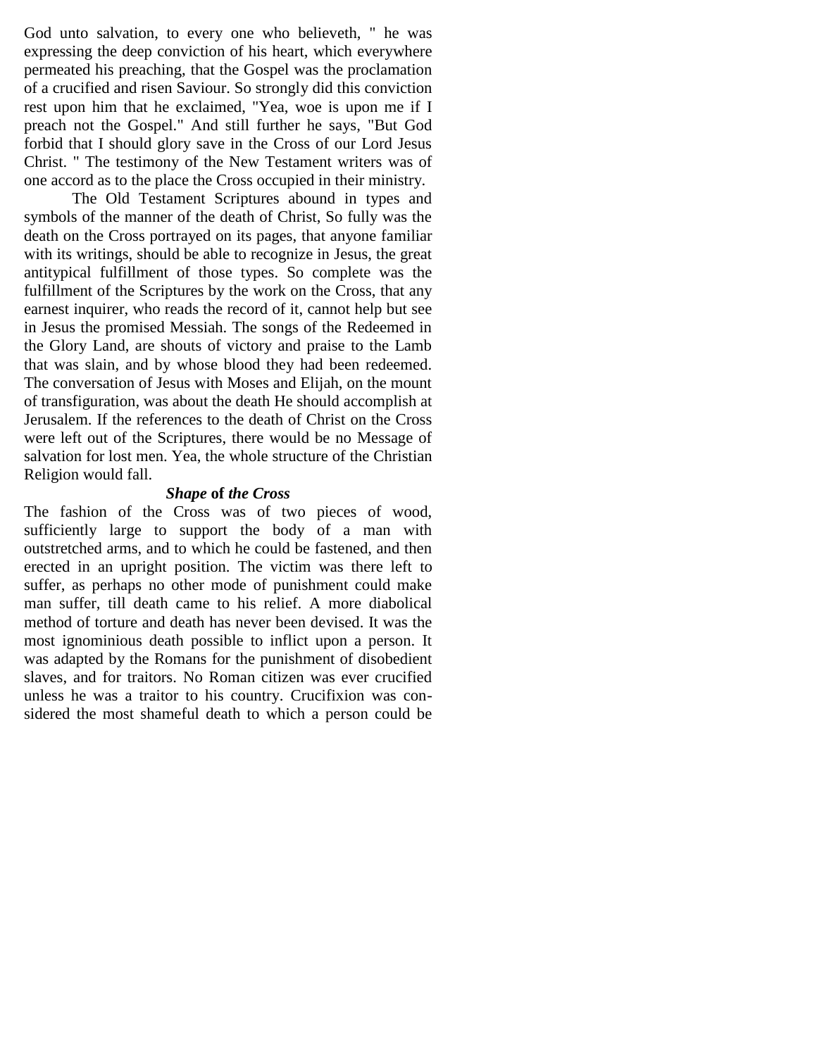God unto salvation, to every one who believeth, " he was expressing the deep conviction of his heart, which everywhere permeated his preaching, that the Gospel was the proclamation of a crucified and risen Saviour. So strongly did this conviction rest upon him that he exclaimed, "Yea, woe is upon me if I preach not the Gospel." And still further he says, "But God forbid that I should glory save in the Cross of our Lord Jesus Christ. " The testimony of the New Testament writers was of one accord as to the place the Cross occupied in their ministry.

The Old Testament Scriptures abound in types and symbols of the manner of the death of Christ, So fully was the death on the Cross portrayed on its pages, that anyone familiar with its writings, should be able to recognize in Jesus, the great antitypical fulfillment of those types. So complete was the fulfillment of the Scriptures by the work on the Cross, that any earnest inquirer, who reads the record of it, cannot help but see in Jesus the promised Messiah. The songs of the Redeemed in the Glory Land, are shouts of victory and praise to the Lamb that was slain, and by whose blood they had been redeemed. The conversation of Jesus with Moses and Elijah, on the mount of transfiguration, was about the death He should accomplish at Jerusalem. If the references to the death of Christ on the Cross were left out of the Scriptures, there would be no Message of salvation for lost men. Yea, the whole structure of the Christian Religion would fall.

### *Shape* **of** *the Cross*

The fashion of the Cross was of two pieces of wood, sufficiently large to support the body of a man with outstretched arms, and to which he could be fastened, and then erected in an upright position. The victim was there left to suffer, as perhaps no other mode of punishment could make man suffer, till death came to his relief. A more diabolical method of torture and death has never been devised. It was the most ignominious death possible to inflict upon a person. It was adapted by the Romans for the punishment of disobedient slaves, and for traitors. No Roman citizen was ever crucified unless he was a traitor to his country. Crucifixion was considered the most shameful death to which a person could be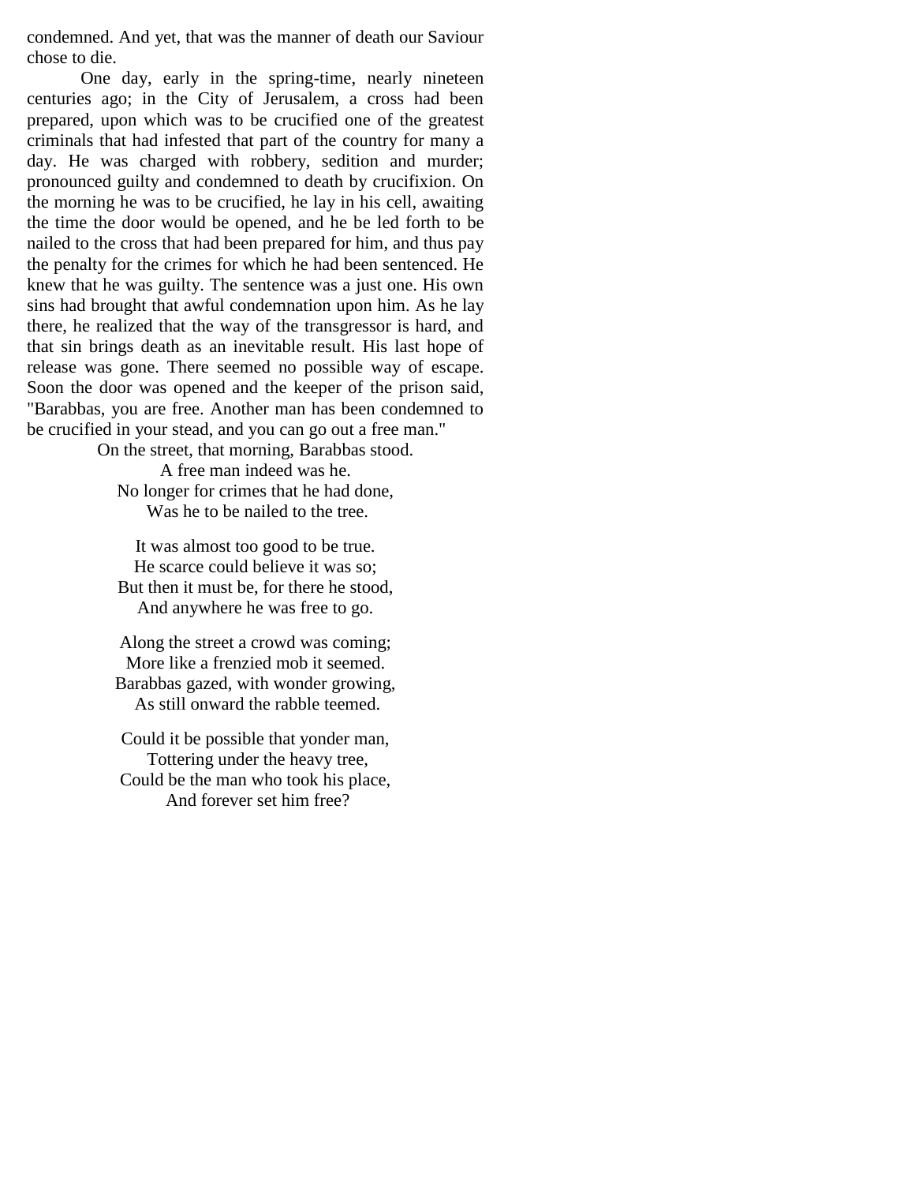condemned. And yet, that was the manner of death our Saviour chose to die.

One day, early in the spring-time, nearly nineteen centuries ago; in the City of Jerusalem, a cross had been prepared, upon which was to be crucified one of the greatest criminals that had infested that part of the country for many a day. He was charged with robbery, sedition and murder; pronounced guilty and condemned to death by crucifixion. On the morning he was to be crucified, he lay in his cell, awaiting the time the door would be opened, and he be led forth to be nailed to the cross that had been prepared for him, and thus pay the penalty for the crimes for which he had been sentenced. He knew that he was guilty. The sentence was a just one. His own sins had brought that awful condemnation upon him. As he lay there, he realized that the way of the transgressor is hard, and that sin brings death as an inevitable result. His last hope of release was gone. There seemed no possible way of escape. Soon the door was opened and the keeper of the prison said, "Barabbas, you are free. Another man has been condemned to be crucified in your stead, and you can go out a free man."

On the street, that morning, Barabbas stood.
A free man indeed was he.
No longer for crimes that he had done,
Was he to be nailed to the tree.

It was almost too good to be true.
He scarce could believe it was so;
But then it must be, for there he stood,
And anywhere he was free to go.

Along the street a crowd was coming;
More like a frenzied mob it seemed.
Barabbas gazed, with wonder growing,
As still onward the rabble teemed.

Could it be possible that yonder man,
Tottering under the heavy tree,
Could be the man who took his place,
And forever set him free?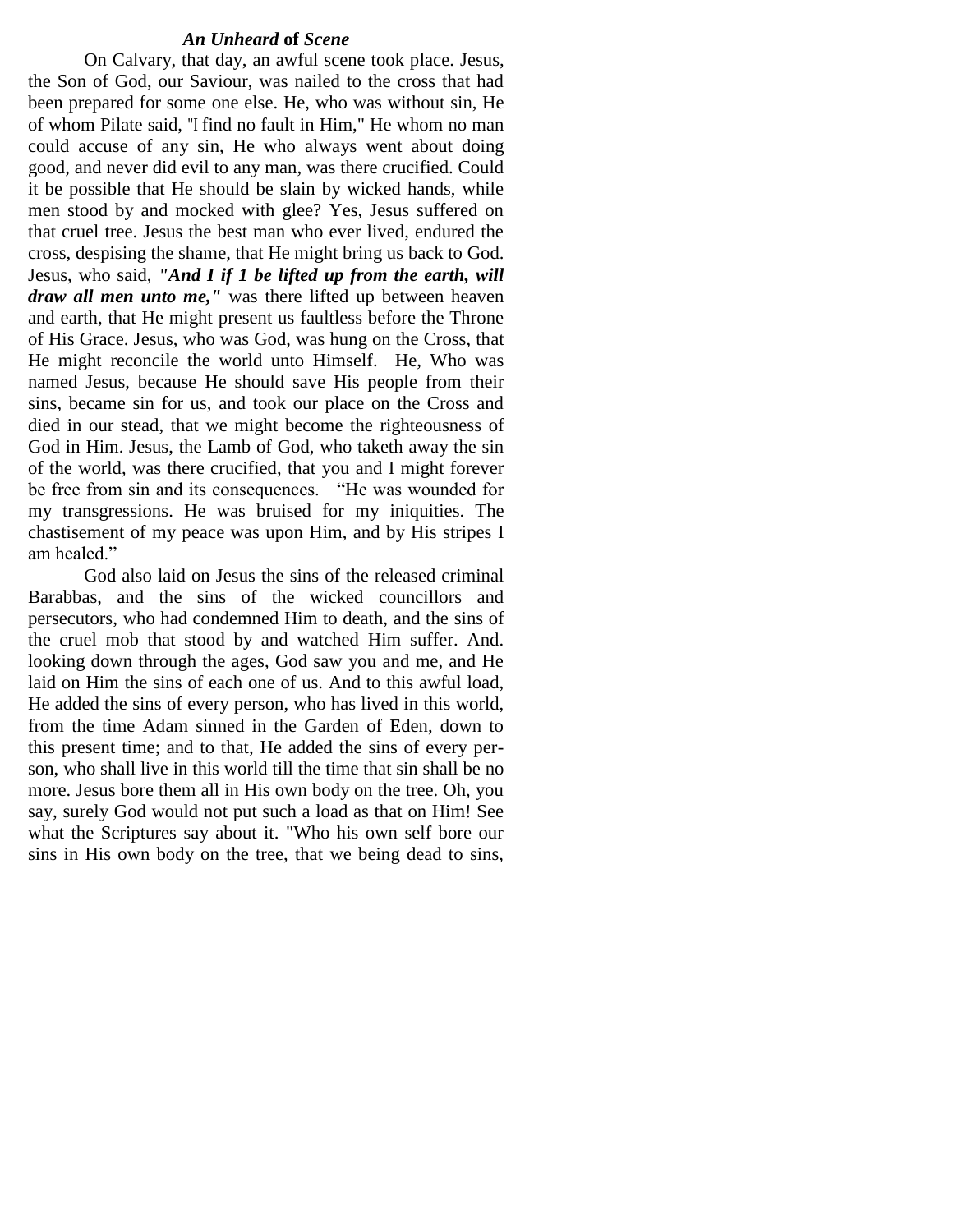### *An Unheard* **of** *Scene*

On Calvary, that day, an awful scene took place. Jesus, the Son of God, our Saviour, was nailed to the cross that had been prepared for some one else. He, who was without sin, He of whom Pilate said, "I find no fault in Him," He whom no man could accuse of any sin, He who always went about doing good, and never did evil to any man, was there crucified. Could it be possible that He should be slain by wicked hands, while men stood by and mocked with glee? Yes, Jesus suffered on that cruel tree. Jesus the best man who ever lived, endured the cross, despising the shame, that He might bring us back to God. Jesus, who said, ***"And I if 1 be lifted up from the earth, will draw all men unto me,"*** was there lifted up between heaven and earth, that He might present us faultless before the Throne of His Grace. Jesus, who was God, was hung on the Cross, that He might reconcile the world unto Himself. He, Who was named Jesus, because He should save His people from their sins, became sin for us, and took our place on the Cross and died in our stead, that we might become the righteousness of God in Him. Jesus, the Lamb of God, who taketh away the sin of the world, was there crucified, that you and I might forever be free from sin and its consequences. "He was wounded for my transgressions. He was bruised for my iniquities. The chastisement of my peace was upon Him, and by His stripes I am healed."

God also laid on Jesus the sins of the released criminal Barabbas, and the sins of the wicked councillors and persecutors, who had condemned Him to death, and the sins of the cruel mob that stood by and watched Him suffer. And. looking down through the ages, God saw you and me, and He laid on Him the sins of each one of us. And to this awful load, He added the sins of every person, who has lived in this world, from the time Adam sinned in the Garden of Eden, down to this present time; and to that, He added the sins of every person, who shall live in this world till the time that sin shall be no more. Jesus bore them all in His own body on the tree. Oh, you say, surely God would not put such a load as that on Him! See what the Scriptures say about it. "Who his own self bore our sins in His own body on the tree, that we being dead to sins,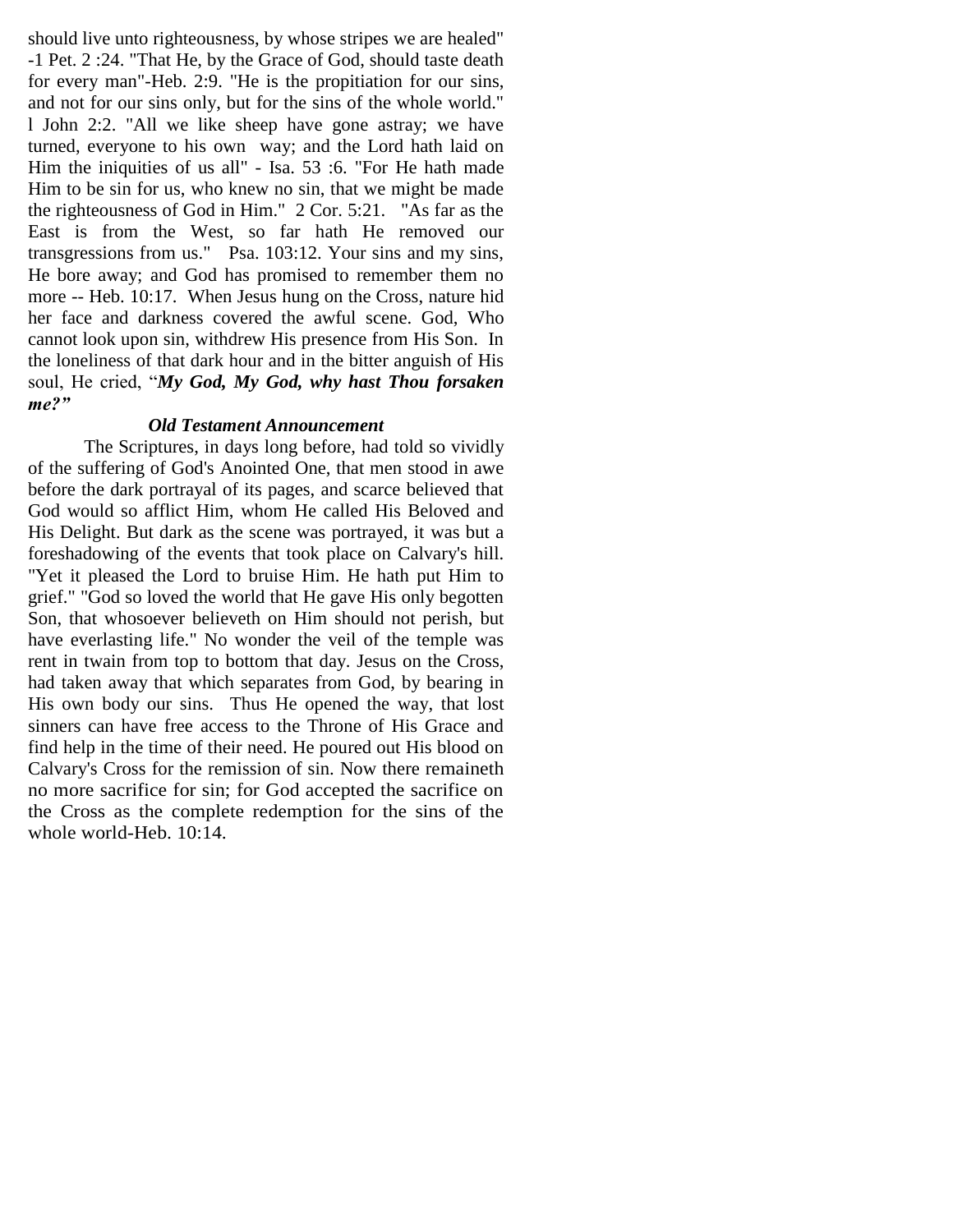should live unto righteousness, by whose stripes we are healed" -1 Pet. 2 :24. "That He, by the Grace of God, should taste death for every man"-Heb. 2:9. "He is the propitiation for our sins, and not for our sins only, but for the sins of the whole world." l John 2:2. "All we like sheep have gone astray; we have turned, everyone to his own way; and the Lord hath laid on Him the iniquities of us all" - Isa. 53 :6. "For He hath made Him to be sin for us, who knew no sin, that we might be made the righteousness of God in Him." 2 Cor. 5:21. "As far as the East is from the West, so far hath He removed our transgressions from us." Psa. 103:12. Your sins and my sins, He bore away; and God has promised to remember them no more -- Heb. 10:17. When Jesus hung on the Cross, nature hid her face and darkness covered the awful scene. God, Who cannot look upon sin, withdrew His presence from His Son. In the loneliness of that dark hour and in the bitter anguish of His soul, He cried, "***My God, My God, why hast Thou forsaken me?***"

### *Old Testament Announcement*

The Scriptures, in days long before, had told so vividly of the suffering of God's Anointed One, that men stood in awe before the dark portrayal of its pages, and scarce believed that God would so afflict Him, whom He called His Beloved and His Delight. But dark as the scene was portrayed, it was but a foreshadowing of the events that took place on Calvary's hill. "Yet it pleased the Lord to bruise Him. He hath put Him to grief." "God so loved the world that He gave His only begotten Son, that whosoever believeth on Him should not perish, but have everlasting life." No wonder the veil of the temple was rent in twain from top to bottom that day. Jesus on the Cross, had taken away that which separates from God, by bearing in His own body our sins. Thus He opened the way, that lost sinners can have free access to the Throne of His Grace and find help in the time of their need. He poured out His blood on Calvary's Cross for the remission of sin. Now there remaineth no more sacrifice for sin; for God accepted the sacrifice on the Cross as the complete redemption for the sins of the whole world-Heb. 10:14.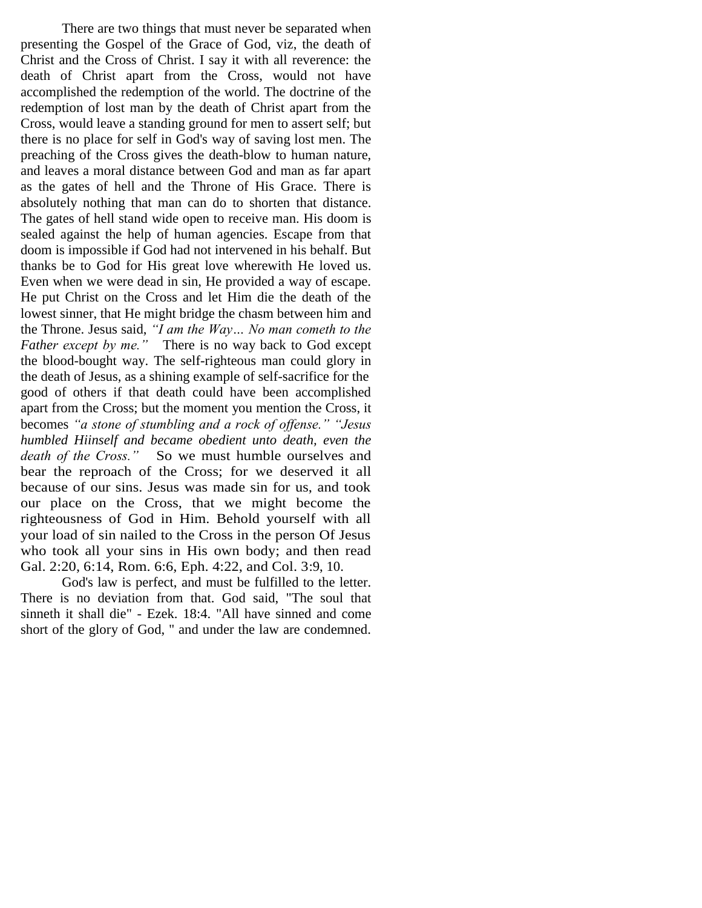There are two things that must never be separated when presenting the Gospel of the Grace of God, viz, the death of Christ and the Cross of Christ. I say it with all reverence: the death of Christ apart from the Cross, would not have accomplished the redemption of the world. The doctrine of the redemption of lost man by the death of Christ apart from the Cross, would leave a standing ground for men to assert self; but there is no place for self in God's way of saving lost men. The preaching of the Cross gives the death-blow to human nature, and leaves a moral distance between God and man as far apart as the gates of hell and the Throne of His Grace. There is absolutely nothing that man can do to shorten that distance. The gates of hell stand wide open to receive man. His doom is sealed against the help of human agencies. Escape from that doom is impossible if God had not intervened in his behalf. But thanks be to God for His great love wherewith He loved us. Even when we were dead in sin, He provided a way of escape. He put Christ on the Cross and let Him die the death of the lowest sinner, that He might bridge the chasm between him and the Throne. Jesus said, *"I am the Way… No man cometh to the Father except by me."* There is no way back to God except the blood-bought way. The self-righteous man could glory in the death of Jesus, as a shining example of self-sacrifice for the good of others if that death could have been accomplished apart from the Cross; but the moment you mention the Cross, it becomes *"a stone of stumbling and a rock of offense." "Jesus humbled Hiinself and became obedient unto death, even the death of the Cross."* So we must humble ourselves and bear the reproach of the Cross; for we deserved it all because of our sins. Jesus was made sin for us, and took our place on the Cross, that we might become the righteousness of God in Him. Behold yourself with all your load of sin nailed to the Cross in the person Of Jesus who took all your sins in His own body; and then read Gal. 2:20, 6:14, Rom. 6:6, Eph. 4:22, and Col. 3:9, 10.

God's law is perfect, and must be fulfilled to the letter. There is no deviation from that. God said, "The soul that sinneth it shall die" - Ezek. 18:4. "All have sinned and come short of the glory of God, " and under the law are condemned.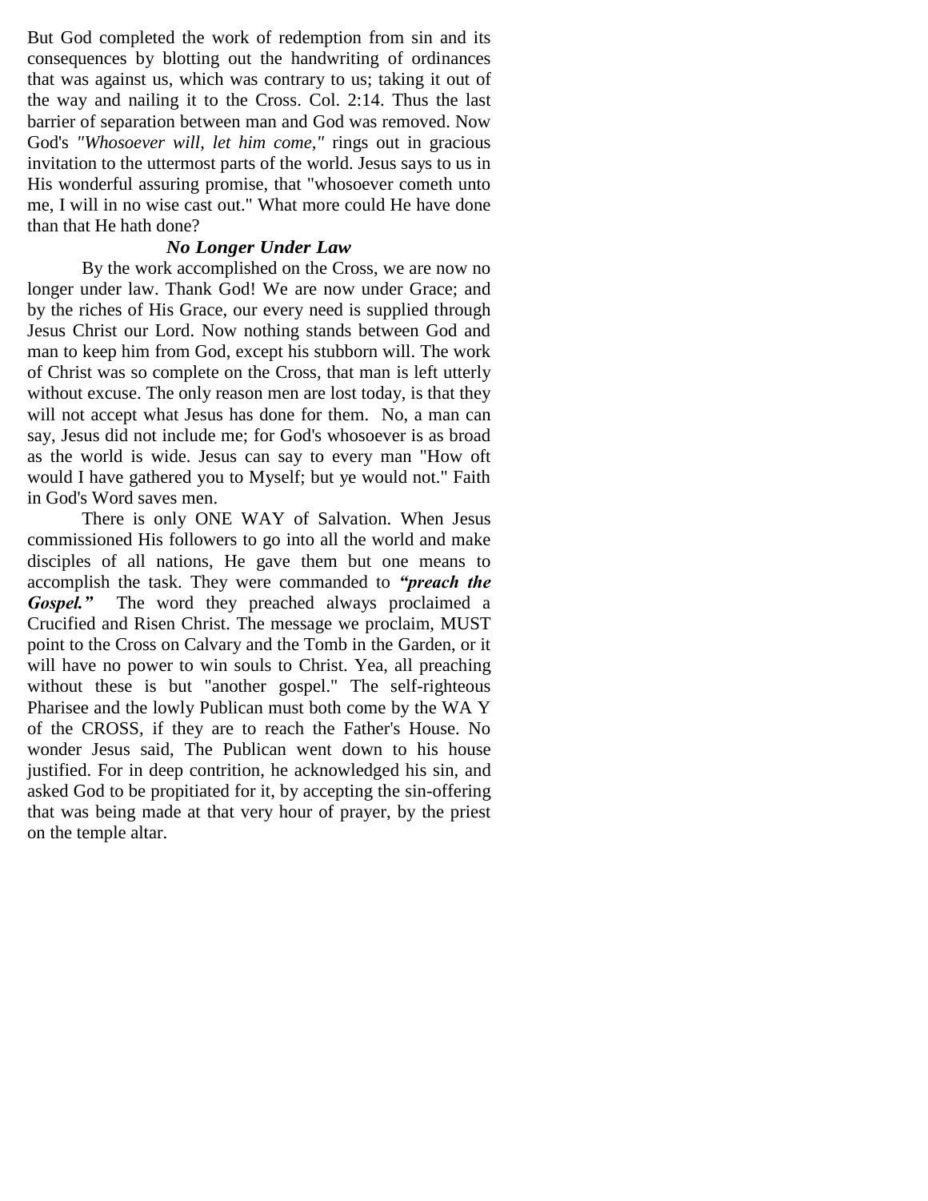But God completed the work of redemption from sin and its consequences by blotting out the handwriting of ordinances that was against us, which was contrary to us; taking it out of the way and nailing it to the Cross. Col. 2:14. Thus the last barrier of separation between man and God was removed. Now God's *"Whosoever will, let him come,"* rings out in gracious invitation to the uttermost parts of the world. Jesus says to us in His wonderful assuring promise, that "whosoever cometh unto me, I will in no wise cast out." What more could He have done than that He hath done?

### ***No Longer Under Law***

By the work accomplished on the Cross, we are now no longer under law. Thank God! We are now under Grace; and by the riches of His Grace, our every need is supplied through Jesus Christ our Lord. Now nothing stands between God and man to keep him from God, except his stubborn will. The work of Christ was so complete on the Cross, that man is left utterly without excuse. The only reason men are lost today, is that they will not accept what Jesus has done for them. No, a man can say, Jesus did not include me; for God's whosoever is as broad as the world is wide. Jesus can say to every man "How oft would I have gathered you to Myself; but ye would not." Faith in God's Word saves men.

There is only ONE WAY of Salvation. When Jesus commissioned His followers to go into all the world and make disciples of all nations, He gave them but one means to accomplish the task. They were commanded to ***"preach the Gospel."*** The word they preached always proclaimed a Crucified and Risen Christ. The message we proclaim, MUST point to the Cross on Calvary and the Tomb in the Garden, or it will have no power to win souls to Christ. Yea, all preaching without these is but "another gospel." The self-righteous Pharisee and the lowly Publican must both come by the WA Y of the CROSS, if they are to reach the Father's House. No wonder Jesus said, The Publican went down to his house justified. For in deep contrition, he acknowledged his sin, and asked God to be propitiated for it, by accepting the sin-offering that was being made at that very hour of prayer, by the priest on the temple altar.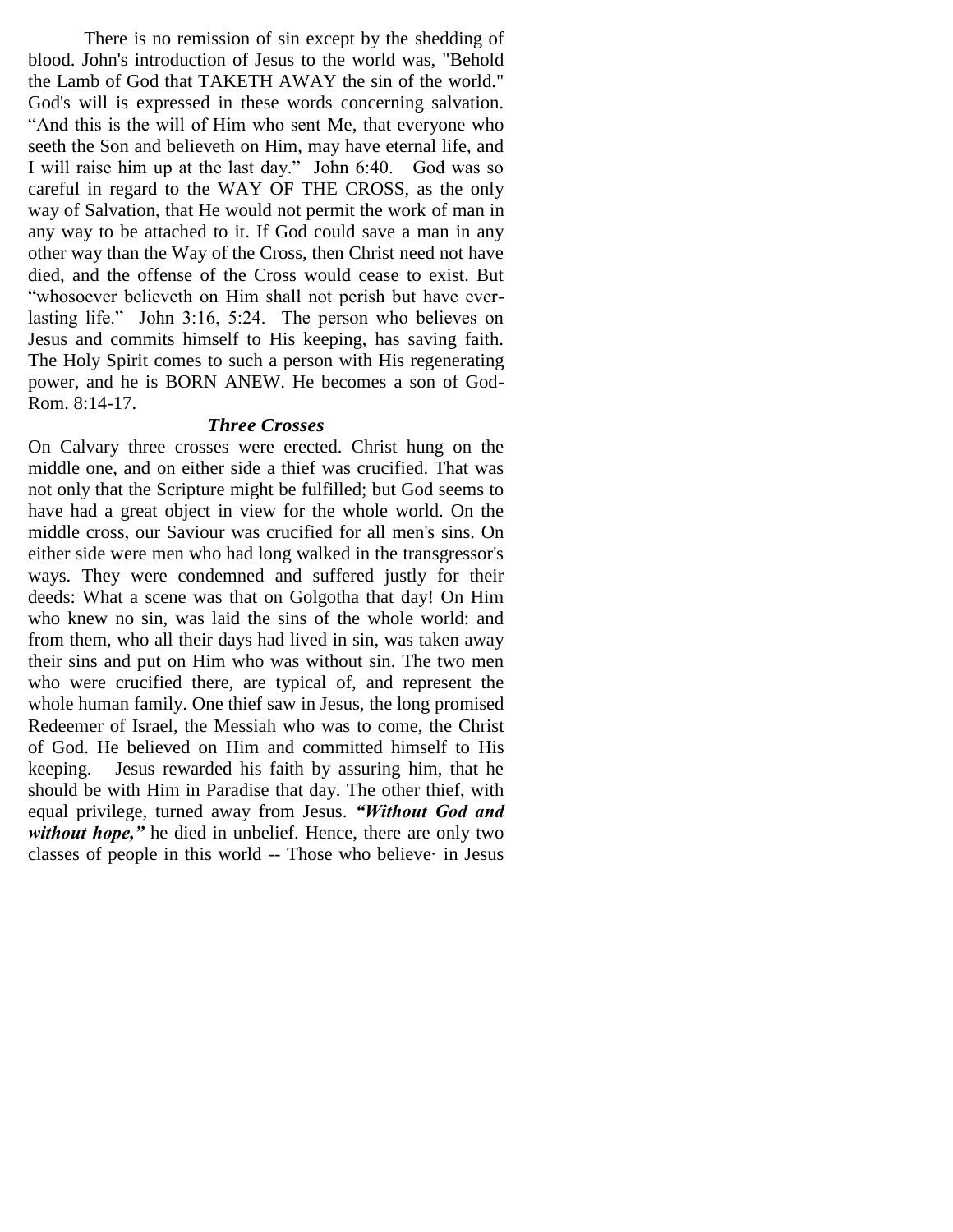There is no remission of sin except by the shedding of blood. John's introduction of Jesus to the world was, "Behold the Lamb of God that TAKETH AWAY the sin of the world." God's will is expressed in these words concerning salvation. "And this is the will of Him who sent Me, that everyone who seeth the Son and believeth on Him, may have eternal life, and I will raise him up at the last day." John 6:40. God was so careful in regard to the WAY OF THE CROSS, as the only way of Salvation, that He would not permit the work of man in any way to be attached to it. If God could save a man in any other way than the Way of the Cross, then Christ need not have died, and the offense of the Cross would cease to exist. But "whosoever believeth on Him shall not perish but have everlasting life." John 3:16, 5:24. The person who believes on Jesus and commits himself to His keeping, has saving faith. The Holy Spirit comes to such a person with His regenerating power, and he is BORN ANEW. He becomes a son of God- Rom. 8:14-17.

### *Three Crosses*

On Calvary three crosses were erected. Christ hung on the middle one, and on either side a thief was crucified. That was not only that the Scripture might be fulfilled; but God seems to have had a great object in view for the whole world. On the middle cross, our Saviour was crucified for all men's sins. On either side were men who had long walked in the transgressor's ways. They were condemned and suffered justly for their deeds: What a scene was that on Golgotha that day! On Him who knew no sin, was laid the sins of the whole world: and from them, who all their days had lived in sin, was taken away their sins and put on Him who was without sin. The two men who were crucified there, are typical of, and represent the whole human family. One thief saw in Jesus, the long promised Redeemer of Israel, the Messiah who was to come, the Christ of God. He believed on Him and committed himself to His keeping. Jesus rewarded his faith by assuring him, that he should be with Him in Paradise that day. The other thief, with equal privilege, turned away from Jesus. ***"Without God and without hope,"*** he died in unbelief. Hence, there are only two classes of people in this world -- Those who believe· in Jesus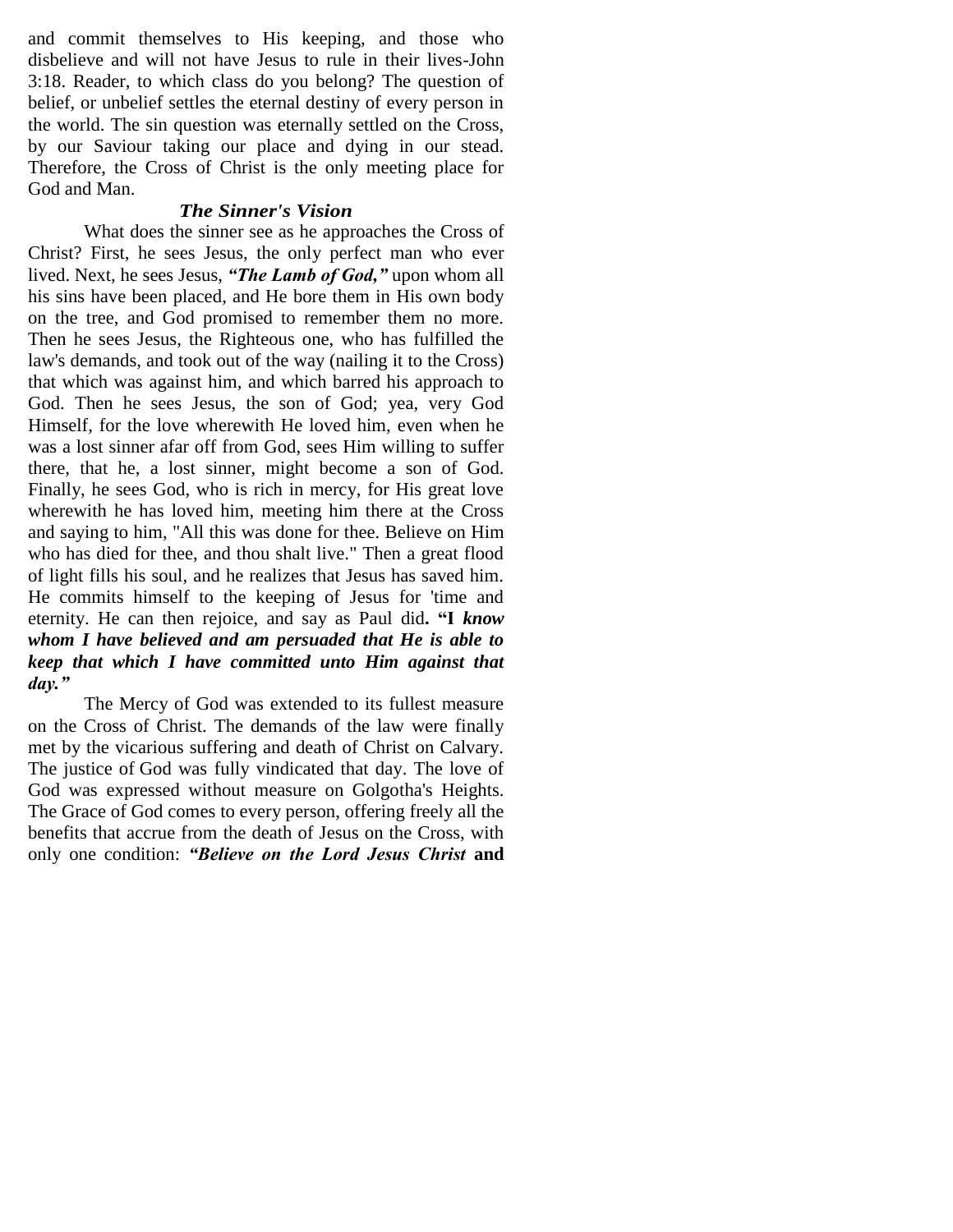and commit themselves to His keeping, and those who disbelieve and will not have Jesus to rule in their lives-John 3:18. Reader, to which class do you belong? The question of belief, or unbelief settles the eternal destiny of every person in the world. The sin question was eternally settled on the Cross, by our Saviour taking our place and dying in our stead. Therefore, the Cross of Christ is the only meeting place for God and Man.

### *The Sinner's Vision*

What does the sinner see as he approaches the Cross of Christ? First, he sees Jesus, the only perfect man who ever lived. Next, he sees Jesus, ***"The Lamb of God,"*** upon whom all his sins have been placed, and He bore them in His own body on the tree, and God promised to remember them no more. Then he sees Jesus, the Righteous one, who has fulfilled the law's demands, and took out of the way (nailing it to the Cross) that which was against him, and which barred his approach to God. Then he sees Jesus, the son of God; yea, very God Himself, for the love wherewith He loved him, even when he was a lost sinner afar off from God, sees Him willing to suffer there, that he, a lost sinner, might become a son of God. Finally, he sees God, who is rich in mercy, for His great love wherewith he has loved him, meeting him there at the Cross and saying to him, "All this was done for thee. Believe on Him who has died for thee, and thou shalt live." Then a great flood of light fills his soul, and he realizes that Jesus has saved him. He commits himself to the keeping of Jesus for 'time and eternity. He can then rejoice, and say as Paul did**. "I** ***know whom I have believed and am persuaded that He is able to keep that which I have committed unto Him against that day."***

The Mercy of God was extended to its fullest measure on the Cross of Christ. The demands of the law were finally met by the vicarious suffering and death of Christ on Calvary. The justice of God was fully vindicated that day. The love of God was expressed without measure on Golgotha's Heights. The Grace of God comes to every person, offering freely all the benefits that accrue from the death of Jesus on the Cross, with only one condition: ***"Believe on the Lord Jesus Christ*** **and**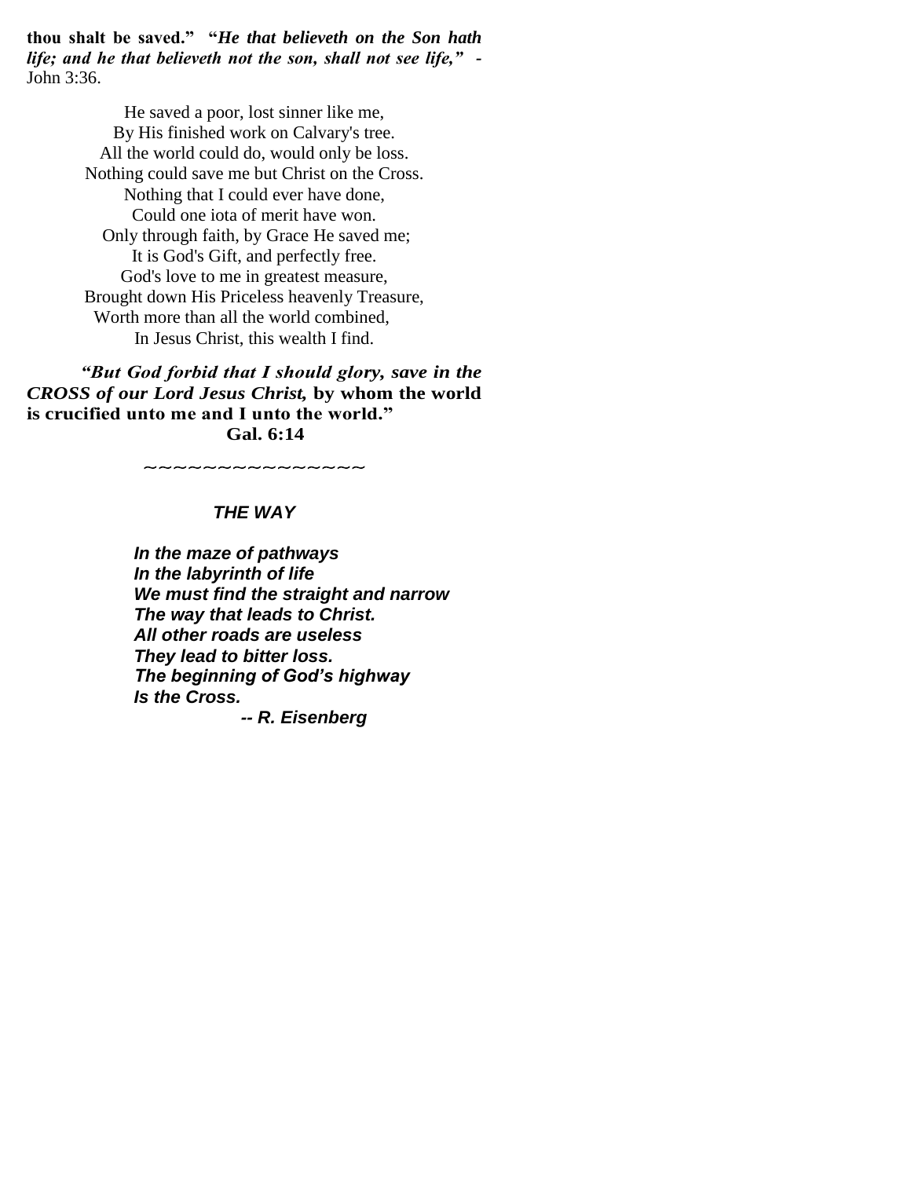**thou shalt be saved."** ***"He that believeth on the Son hath life; and he that believeth not the son, shall not see life," -*** John 3:36.

He saved a poor, lost sinner like me,  
By His finished work on Calvary's tree.  
All the world could do, would only be loss.  
Nothing could save me but Christ on the Cross.  
Nothing that I could ever have done,  
Could one iota of merit have won.  
Only through faith, by Grace He saved me;  
It is God's Gift, and perfectly free.  
God's love to me in greatest measure,  
Brought down His Priceless heavenly Treasure,  
Worth more than all the world combined,  
In Jesus Christ, this wealth I find.

***"But God forbid that I should glory, save in the CROSS of our Lord Jesus Christ,*** **by whom the world is crucified unto me and I unto the world."**  
**Gal. 6:14**

~~~~~~~~~~~~~~~

***THE WAY***

***In the maze of pathways***  
***In the labyrinth of life***  
***We must find the straight and narrow***  
***The way that leads to Christ.***  
***All other roads are useless***  
***They lead to bitter loss.***  
***The beginning of God's highway***  
***Is the Cross.***

***-- R. Eisenberg***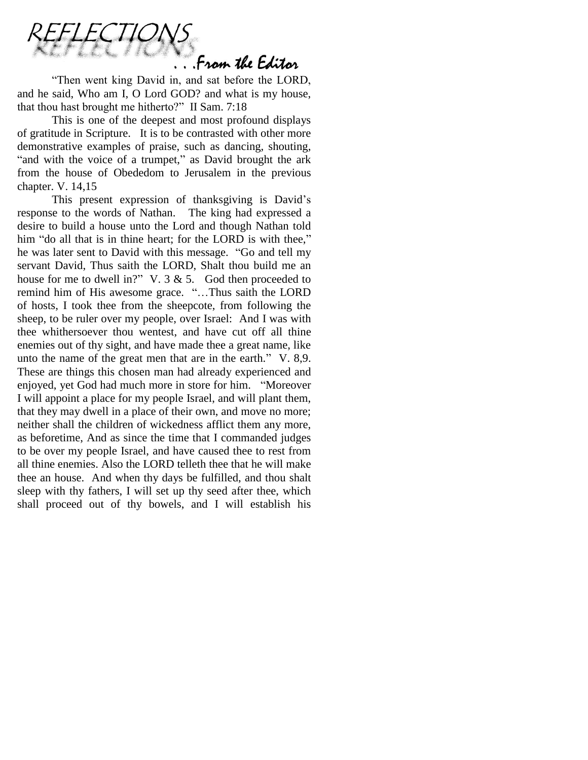# REFLECTIONS

## . . .From the Editor

"Then went king David in, and sat before the LORD, and he said, Who am I, O Lord GOD? and what is my house, that thou hast brought me hitherto?" II Sam. 7:18

This is one of the deepest and most profound displays of gratitude in Scripture. It is to be contrasted with other more demonstrative examples of praise, such as dancing, shouting, "and with the voice of a trumpet," as David brought the ark from the house of Obededom to Jerusalem in the previous chapter. V. 14,15

This present expression of thanksgiving is David's response to the words of Nathan. The king had expressed a desire to build a house unto the Lord and though Nathan told him "do all that is in thine heart; for the LORD is with thee," he was later sent to David with this message. "Go and tell my servant David, Thus saith the LORD, Shalt thou build me an house for me to dwell in?" V. 3 & 5. God then proceeded to remind him of His awesome grace. "…Thus saith the LORD of hosts, I took thee from the sheepcote, from following the sheep, to be ruler over my people, over Israel: And I was with thee whithersoever thou wentest, and have cut off all thine enemies out of thy sight, and have made thee a great name, like unto the name of the great men that are in the earth." V. 8,9. These are things this chosen man had already experienced and enjoyed, yet God had much more in store for him. "Moreover I will appoint a place for my people Israel, and will plant them, that they may dwell in a place of their own, and move no more; neither shall the children of wickedness afflict them any more, as beforetime, And as since the time that I commanded judges to be over my people Israel, and have caused thee to rest from all thine enemies. Also the LORD telleth thee that he will make thee an house. And when thy days be fulfilled, and thou shalt sleep with thy fathers, I will set up thy seed after thee, which shall proceed out of thy bowels, and I will establish his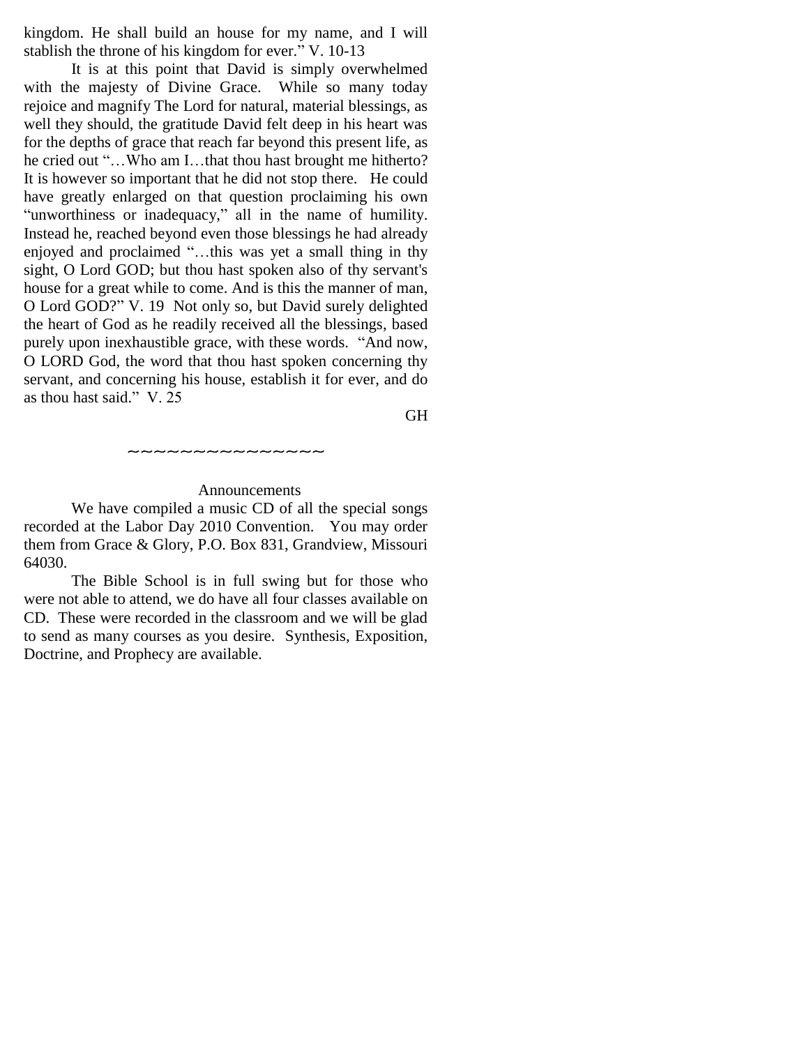kingdom. He shall build an house for my name, and I will stablish the throne of his kingdom for ever." V. 10-13

It is at this point that David is simply overwhelmed with the majesty of Divine Grace. While so many today rejoice and magnify The Lord for natural, material blessings, as well they should, the gratitude David felt deep in his heart was for the depths of grace that reach far beyond this present life, as he cried out "…Who am I…that thou hast brought me hitherto? It is however so important that he did not stop there. He could have greatly enlarged on that question proclaiming his own "unworthiness or inadequacy," all in the name of humility. Instead he, reached beyond even those blessings he had already enjoyed and proclaimed "…this was yet a small thing in thy sight, O Lord GOD; but thou hast spoken also of thy servant's house for a great while to come. And is this the manner of man, O Lord GOD?" V. 19 Not only so, but David surely delighted the heart of God as he readily received all the blessings, based purely upon inexhaustible grace, with these words. "And now, O LORD God, the word that thou hast spoken concerning thy servant, and concerning his house, establish it for ever, and do as thou hast said." V. 25

GH

~~~~~~~~~~~~~~~

## Announcements

We have compiled a music CD of all the special songs recorded at the Labor Day 2010 Convention. You may order them from Grace & Glory, P.O. Box 831, Grandview, Missouri 64030.

The Bible School is in full swing but for those who were not able to attend, we do have all four classes available on CD. These were recorded in the classroom and we will be glad to send as many courses as you desire. Synthesis, Exposition, Doctrine, and Prophecy are available.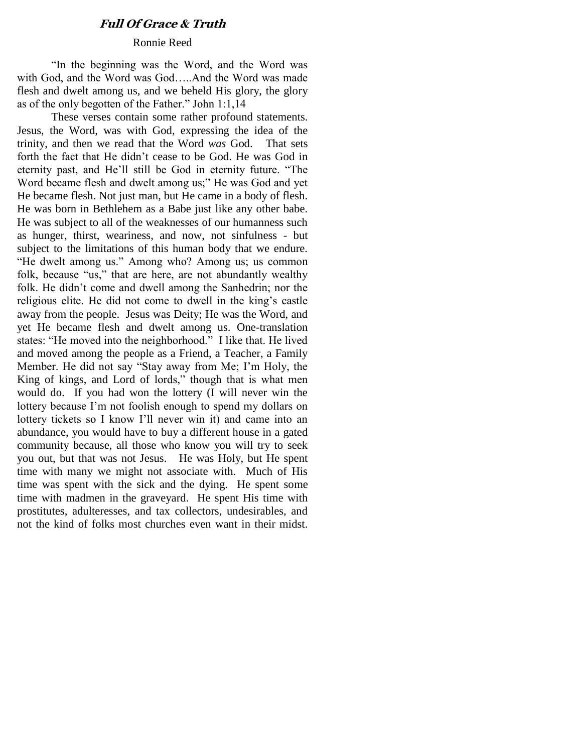## ***Full Of Grace & Truth***

Ronnie Reed

"In the beginning was the Word, and the Word was with God, and the Word was God…..And the Word was made flesh and dwelt among us, and we beheld His glory, the glory as of the only begotten of the Father." John 1:1,14

These verses contain some rather profound statements. Jesus, the Word, was with God, expressing the idea of the trinity, and then we read that the Word *was* God. That sets forth the fact that He didn't cease to be God. He was God in eternity past, and He'll still be God in eternity future. "The Word became flesh and dwelt among us;" He was God and yet He became flesh. Not just man, but He came in a body of flesh. He was born in Bethlehem as a Babe just like any other babe. He was subject to all of the weaknesses of our humanness such as hunger, thirst, weariness, and now, not sinfulness - but subject to the limitations of this human body that we endure. "He dwelt among us." Among who? Among us; us common folk, because "us," that are here, are not abundantly wealthy folk. He didn't come and dwell among the Sanhedrin; nor the religious elite. He did not come to dwell in the king's castle away from the people. Jesus was Deity; He was the Word, and yet He became flesh and dwelt among us. One-translation states: "He moved into the neighborhood." I like that. He lived and moved among the people as a Friend, a Teacher, a Family Member. He did not say "Stay away from Me; I'm Holy, the King of kings, and Lord of lords," though that is what men would do. If you had won the lottery (I will never win the lottery because I'm not foolish enough to spend my dollars on lottery tickets so I know I'll never win it) and came into an abundance, you would have to buy a different house in a gated community because, all those who know you will try to seek you out, but that was not Jesus. He was Holy, but He spent time with many we might not associate with. Much of His time was spent with the sick and the dying. He spent some time with madmen in the graveyard. He spent His time with prostitutes, adulteresses, and tax collectors, undesirables, and not the kind of folks most churches even want in their midst.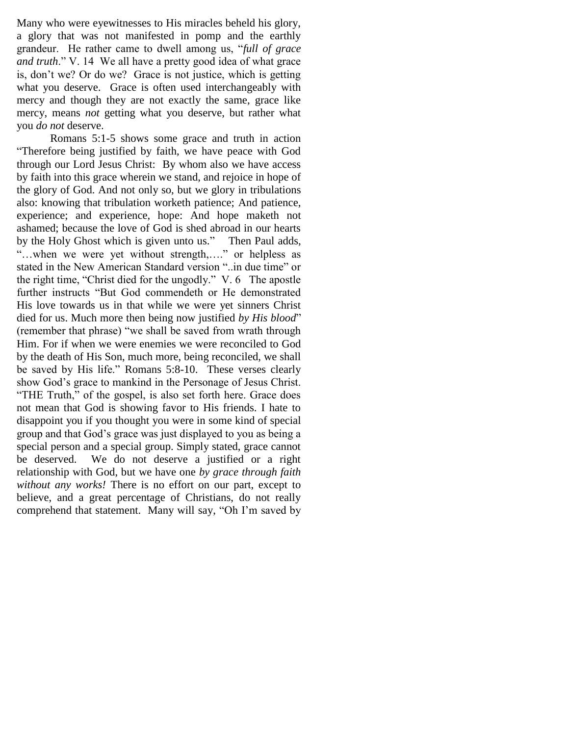Many who were eyewitnesses to His miracles beheld his glory, a glory that was not manifested in pomp and the earthly grandeur. He rather came to dwell among us, "*full of grace and truth*." V. 14 We all have a pretty good idea of what grace is, don't we? Or do we? Grace is not justice, which is getting what you deserve. Grace is often used interchangeably with mercy and though they are not exactly the same, grace like mercy, means *not* getting what you deserve, but rather what you *do not* deserve.

Romans 5:1-5 shows some grace and truth in action "Therefore being justified by faith, we have peace with God through our Lord Jesus Christ: By whom also we have access by faith into this grace wherein we stand, and rejoice in hope of the glory of God. And not only so, but we glory in tribulations also: knowing that tribulation worketh patience; And patience, experience; and experience, hope: And hope maketh not ashamed; because the love of God is shed abroad in our hearts by the Holy Ghost which is given unto us." Then Paul adds, "…when we were yet without strength,…." or helpless as stated in the New American Standard version "..in due time" or the right time, "Christ died for the ungodly." V. 6 The apostle further instructs "But God commendeth or He demonstrated His love towards us in that while we were yet sinners Christ died for us. Much more then being now justified *by His blood*" (remember that phrase) "we shall be saved from wrath through Him. For if when we were enemies we were reconciled to God by the death of His Son, much more, being reconciled, we shall be saved by His life." Romans 5:8-10. These verses clearly show God's grace to mankind in the Personage of Jesus Christ. "THE Truth," of the gospel, is also set forth here. Grace does not mean that God is showing favor to His friends. I hate to disappoint you if you thought you were in some kind of special group and that God's grace was just displayed to you as being a special person and a special group. Simply stated, grace cannot be deserved. We do not deserve a justified or a right relationship with God, but we have one *by grace through faith without any works!* There is no effort on our part, except to believe, and a great percentage of Christians, do not really comprehend that statement. Many will say, "Oh I'm saved by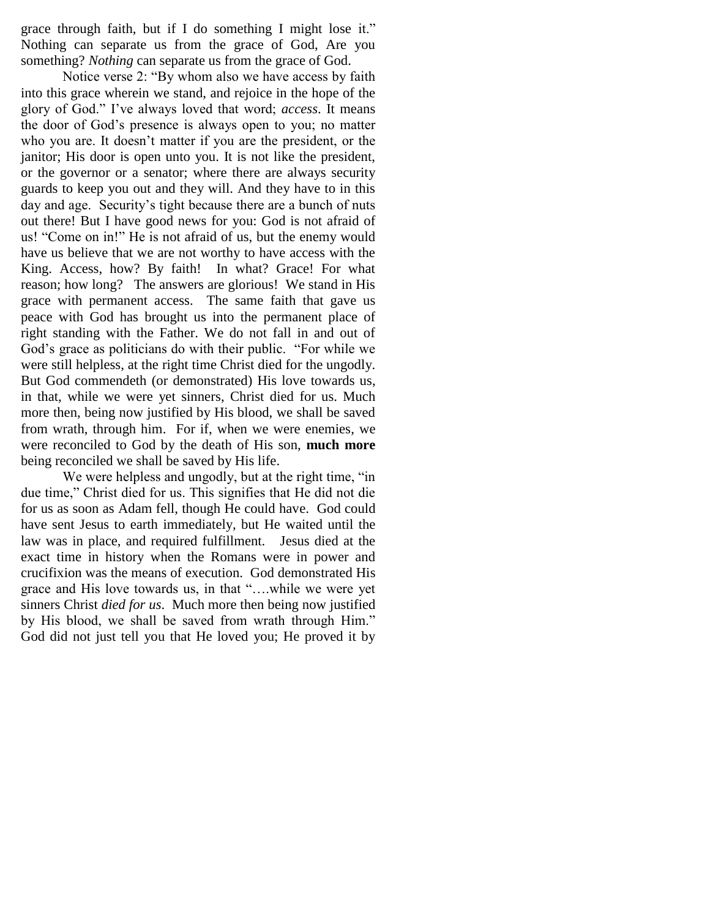grace through faith, but if I do something I might lose it." Nothing can separate us from the grace of God, Are you something? *Nothing* can separate us from the grace of God.

Notice verse 2: "By whom also we have access by faith into this grace wherein we stand, and rejoice in the hope of the glory of God." I've always loved that word; *access*. It means the door of God's presence is always open to you; no matter who you are. It doesn't matter if you are the president, or the janitor; His door is open unto you. It is not like the president, or the governor or a senator; where there are always security guards to keep you out and they will. And they have to in this day and age. Security's tight because there are a bunch of nuts out there! But I have good news for you: God is not afraid of us! "Come on in!" He is not afraid of us, but the enemy would have us believe that we are not worthy to have access with the King. Access, how? By faith! In what? Grace! For what reason; how long? The answers are glorious! We stand in His grace with permanent access. The same faith that gave us peace with God has brought us into the permanent place of right standing with the Father. We do not fall in and out of God's grace as politicians do with their public. "For while we were still helpless, at the right time Christ died for the ungodly. But God commendeth (or demonstrated) His love towards us, in that, while we were yet sinners, Christ died for us. Much more then, being now justified by His blood, we shall be saved from wrath, through him. For if, when we were enemies, we were reconciled to God by the death of His son, **much more** being reconciled we shall be saved by His life.

We were helpless and ungodly, but at the right time, "in due time," Christ died for us. This signifies that He did not die for us as soon as Adam fell, though He could have. God could have sent Jesus to earth immediately, but He waited until the law was in place, and required fulfillment. Jesus died at the exact time in history when the Romans were in power and crucifixion was the means of execution. God demonstrated His grace and His love towards us, in that "….while we were yet sinners Christ *died for us*. Much more then being now justified by His blood, we shall be saved from wrath through Him." God did not just tell you that He loved you; He proved it by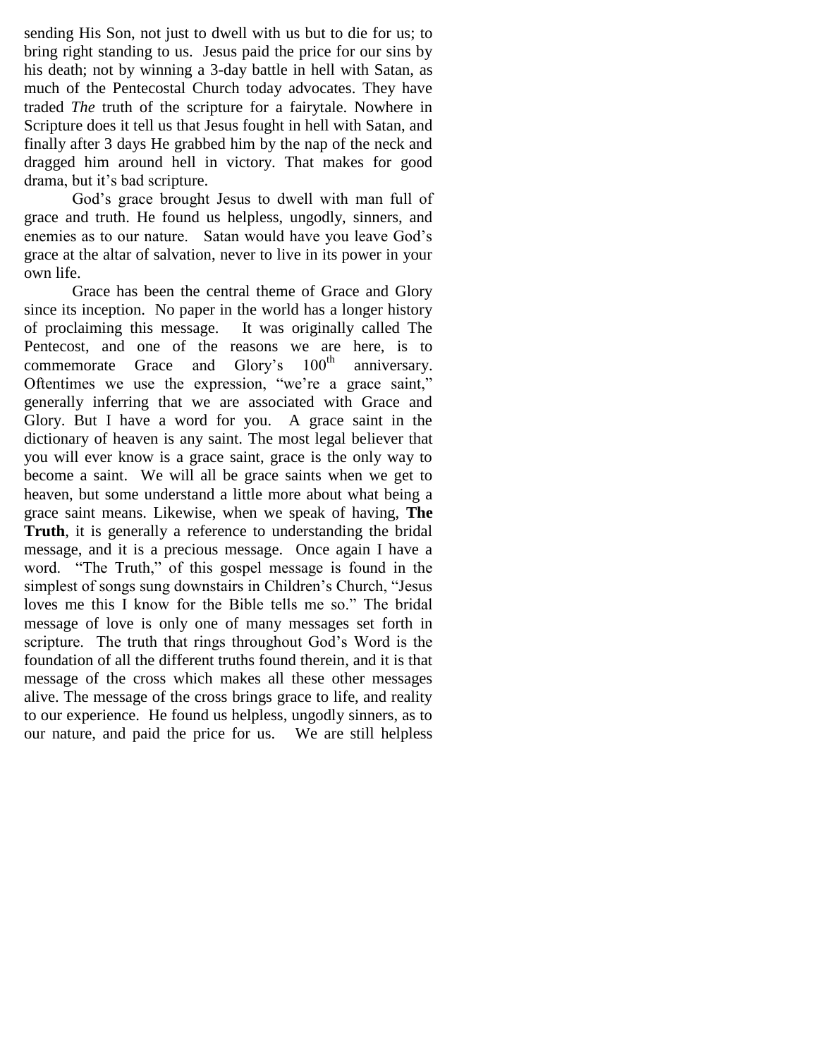sending His Son, not just to dwell with us but to die for us; to bring right standing to us. Jesus paid the price for our sins by his death; not by winning a 3-day battle in hell with Satan, as much of the Pentecostal Church today advocates. They have traded *The* truth of the scripture for a fairytale. Nowhere in Scripture does it tell us that Jesus fought in hell with Satan, and finally after 3 days He grabbed him by the nap of the neck and dragged him around hell in victory. That makes for good drama, but it's bad scripture.

God's grace brought Jesus to dwell with man full of grace and truth. He found us helpless, ungodly, sinners, and enemies as to our nature. Satan would have you leave God's grace at the altar of salvation, never to live in its power in your own life.

Grace has been the central theme of Grace and Glory since its inception. No paper in the world has a longer history of proclaiming this message. It was originally called The Pentecost, and one of the reasons we are here, is to commemorate Grace and Glory's 100th anniversary. Oftentimes we use the expression, "we're a grace saint," generally inferring that we are associated with Grace and Glory. But I have a word for you. A grace saint in the dictionary of heaven is any saint. The most legal believer that you will ever know is a grace saint, grace is the only way to become a saint. We will all be grace saints when we get to heaven, but some understand a little more about what being a grace saint means. Likewise, when we speak of having, **The Truth**, it is generally a reference to understanding the bridal message, and it is a precious message. Once again I have a word. "The Truth," of this gospel message is found in the simplest of songs sung downstairs in Children's Church, "Jesus loves me this I know for the Bible tells me so." The bridal message of love is only one of many messages set forth in scripture. The truth that rings throughout God's Word is the foundation of all the different truths found therein, and it is that message of the cross which makes all these other messages alive. The message of the cross brings grace to life, and reality to our experience. He found us helpless, ungodly sinners, as to our nature, and paid the price for us. We are still helpless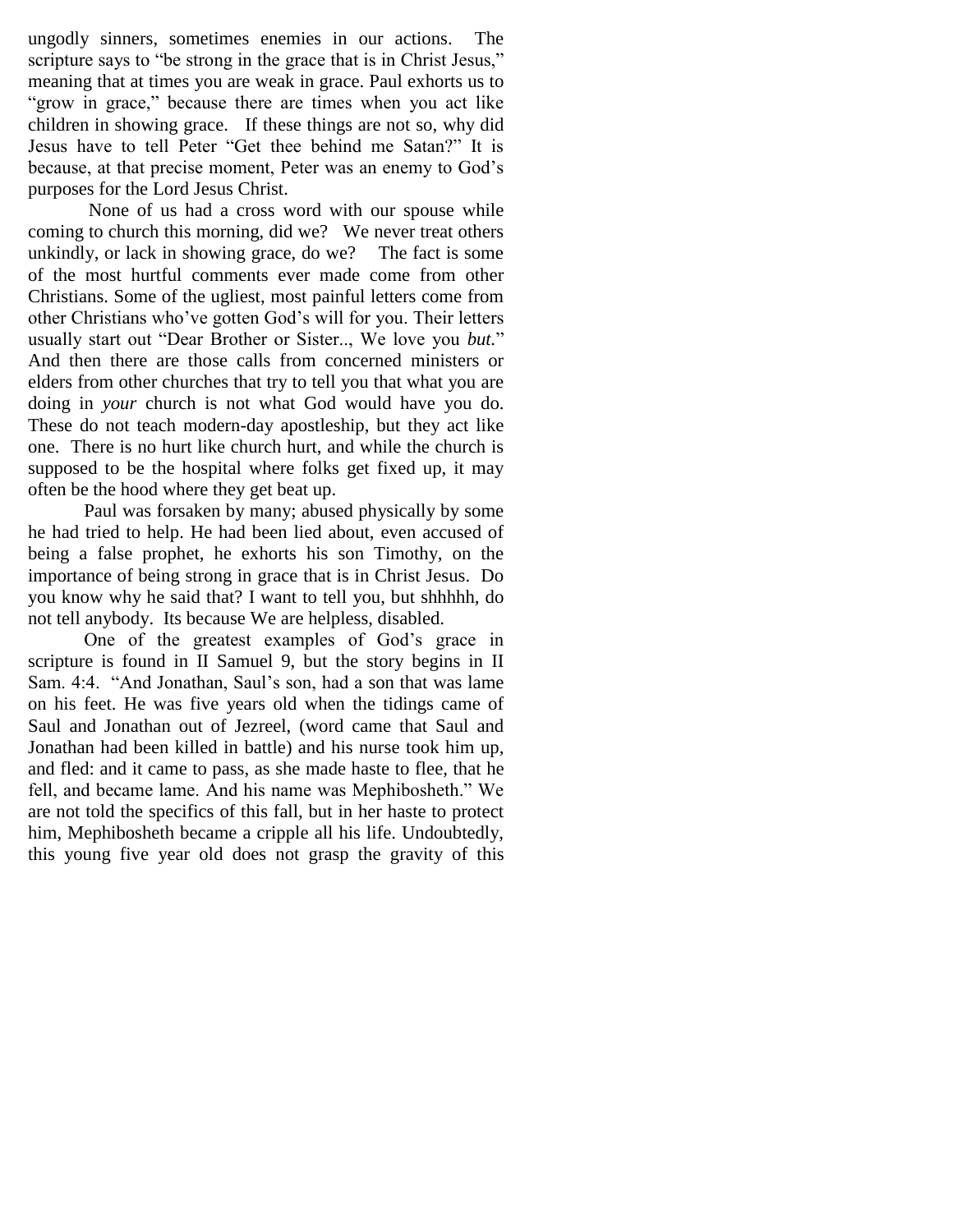ungodly sinners, sometimes enemies in our actions. The scripture says to "be strong in the grace that is in Christ Jesus," meaning that at times you are weak in grace. Paul exhorts us to "grow in grace," because there are times when you act like children in showing grace. If these things are not so, why did Jesus have to tell Peter "Get thee behind me Satan?" It is because, at that precise moment, Peter was an enemy to God's purposes for the Lord Jesus Christ.

None of us had a cross word with our spouse while coming to church this morning, did we? We never treat others unkindly, or lack in showing grace, do we? The fact is some of the most hurtful comments ever made come from other Christians. Some of the ugliest, most painful letters come from other Christians who've gotten God's will for you. Their letters usually start out "Dear Brother or Sister.., We love you *but.*" And then there are those calls from concerned ministers or elders from other churches that try to tell you that what you are doing in *your* church is not what God would have you do. These do not teach modern-day apostleship, but they act like one. There is no hurt like church hurt, and while the church is supposed to be the hospital where folks get fixed up, it may often be the hood where they get beat up.

Paul was forsaken by many; abused physically by some he had tried to help. He had been lied about, even accused of being a false prophet, he exhorts his son Timothy, on the importance of being strong in grace that is in Christ Jesus. Do you know why he said that? I want to tell you, but shhhhh, do not tell anybody. Its because We are helpless, disabled.

One of the greatest examples of God's grace in scripture is found in II Samuel 9, but the story begins in II Sam. 4:4. "And Jonathan, Saul's son, had a son that was lame on his feet. He was five years old when the tidings came of Saul and Jonathan out of Jezreel, (word came that Saul and Jonathan had been killed in battle) and his nurse took him up, and fled: and it came to pass, as she made haste to flee, that he fell, and became lame. And his name was Mephibosheth." We are not told the specifics of this fall, but in her haste to protect him, Mephibosheth became a cripple all his life. Undoubtedly, this young five year old does not grasp the gravity of this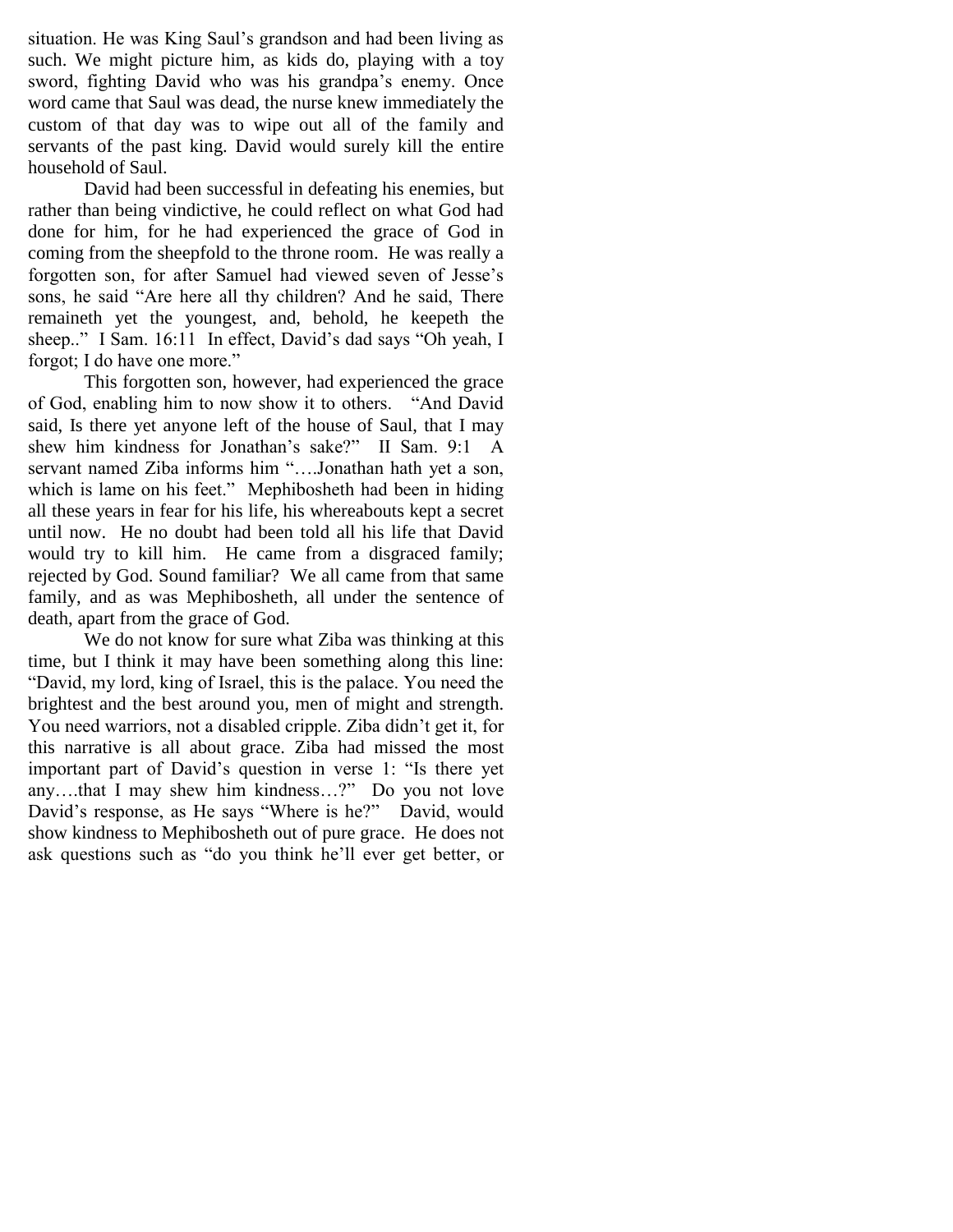situation. He was King Saul's grandson and had been living as such. We might picture him, as kids do, playing with a toy sword, fighting David who was his grandpa's enemy. Once word came that Saul was dead, the nurse knew immediately the custom of that day was to wipe out all of the family and servants of the past king. David would surely kill the entire household of Saul.

David had been successful in defeating his enemies, but rather than being vindictive, he could reflect on what God had done for him, for he had experienced the grace of God in coming from the sheepfold to the throne room. He was really a forgotten son, for after Samuel had viewed seven of Jesse's sons, he said "Are here all thy children? And he said, There remaineth yet the youngest, and, behold, he keepeth the sheep.." I Sam. 16:11 In effect, David's dad says "Oh yeah, I forgot; I do have one more."

This forgotten son, however, had experienced the grace of God, enabling him to now show it to others. "And David said, Is there yet anyone left of the house of Saul, that I may shew him kindness for Jonathan's sake?" II Sam. 9:1 A servant named Ziba informs him "….Jonathan hath yet a son, which is lame on his feet." Mephibosheth had been in hiding all these years in fear for his life, his whereabouts kept a secret until now. He no doubt had been told all his life that David would try to kill him. He came from a disgraced family; rejected by God. Sound familiar? We all came from that same family, and as was Mephibosheth, all under the sentence of death, apart from the grace of God.

We do not know for sure what Ziba was thinking at this time, but I think it may have been something along this line: "David, my lord, king of Israel, this is the palace. You need the brightest and the best around you, men of might and strength. You need warriors, not a disabled cripple. Ziba didn't get it, for this narrative is all about grace. Ziba had missed the most important part of David's question in verse 1: "Is there yet any….that I may shew him kindness…?" Do you not love David's response, as He says "Where is he?" David, would show kindness to Mephibosheth out of pure grace. He does not ask questions such as "do you think he'll ever get better, or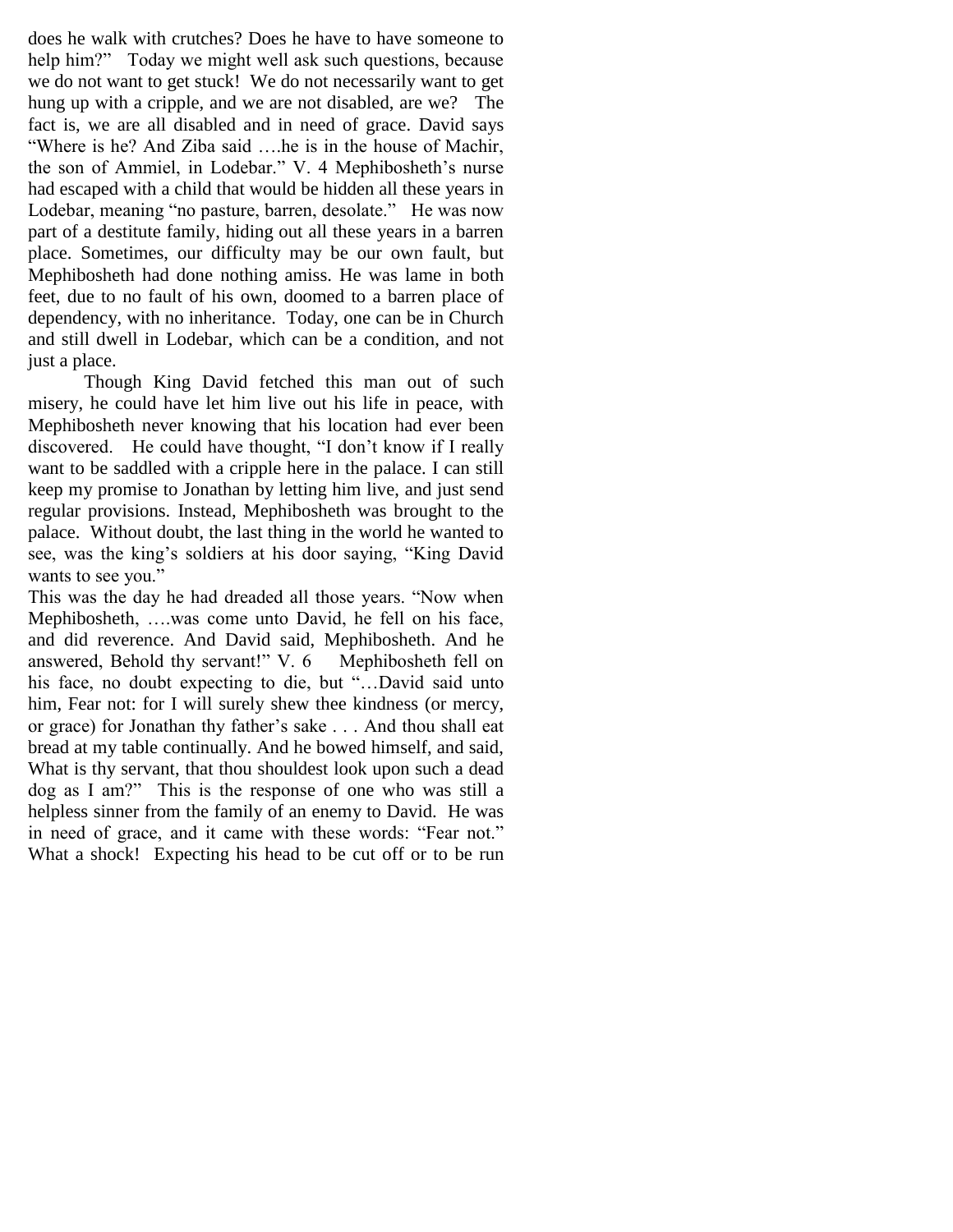does he walk with crutches? Does he have to have someone to help him?" Today we might well ask such questions, because we do not want to get stuck! We do not necessarily want to get hung up with a cripple, and we are not disabled, are we? The fact is, we are all disabled and in need of grace. David says "Where is he? And Ziba said ….he is in the house of Machir, the son of Ammiel, in Lodebar." V. 4 Mephibosheth's nurse had escaped with a child that would be hidden all these years in Lodebar, meaning "no pasture, barren, desolate." He was now part of a destitute family, hiding out all these years in a barren place. Sometimes, our difficulty may be our own fault, but Mephibosheth had done nothing amiss. He was lame in both feet, due to no fault of his own, doomed to a barren place of dependency, with no inheritance. Today, one can be in Church and still dwell in Lodebar, which can be a condition, and not just a place.

Though King David fetched this man out of such misery, he could have let him live out his life in peace, with Mephibosheth never knowing that his location had ever been discovered. He could have thought, "I don't know if I really want to be saddled with a cripple here in the palace. I can still keep my promise to Jonathan by letting him live, and just send regular provisions. Instead, Mephibosheth was brought to the palace. Without doubt, the last thing in the world he wanted to see, was the king's soldiers at his door saying, "King David wants to see you."

This was the day he had dreaded all those years. "Now when Mephibosheth, ….was come unto David, he fell on his face, and did reverence. And David said, Mephibosheth. And he answered, Behold thy servant!" V. 6 Mephibosheth fell on his face, no doubt expecting to die, but "…David said unto him, Fear not: for I will surely shew thee kindness (or mercy, or grace) for Jonathan thy father's sake . . . And thou shall eat bread at my table continually. And he bowed himself, and said, What is thy servant, that thou shouldest look upon such a dead dog as I am?" This is the response of one who was still a helpless sinner from the family of an enemy to David. He was in need of grace, and it came with these words: "Fear not." What a shock! Expecting his head to be cut off or to be run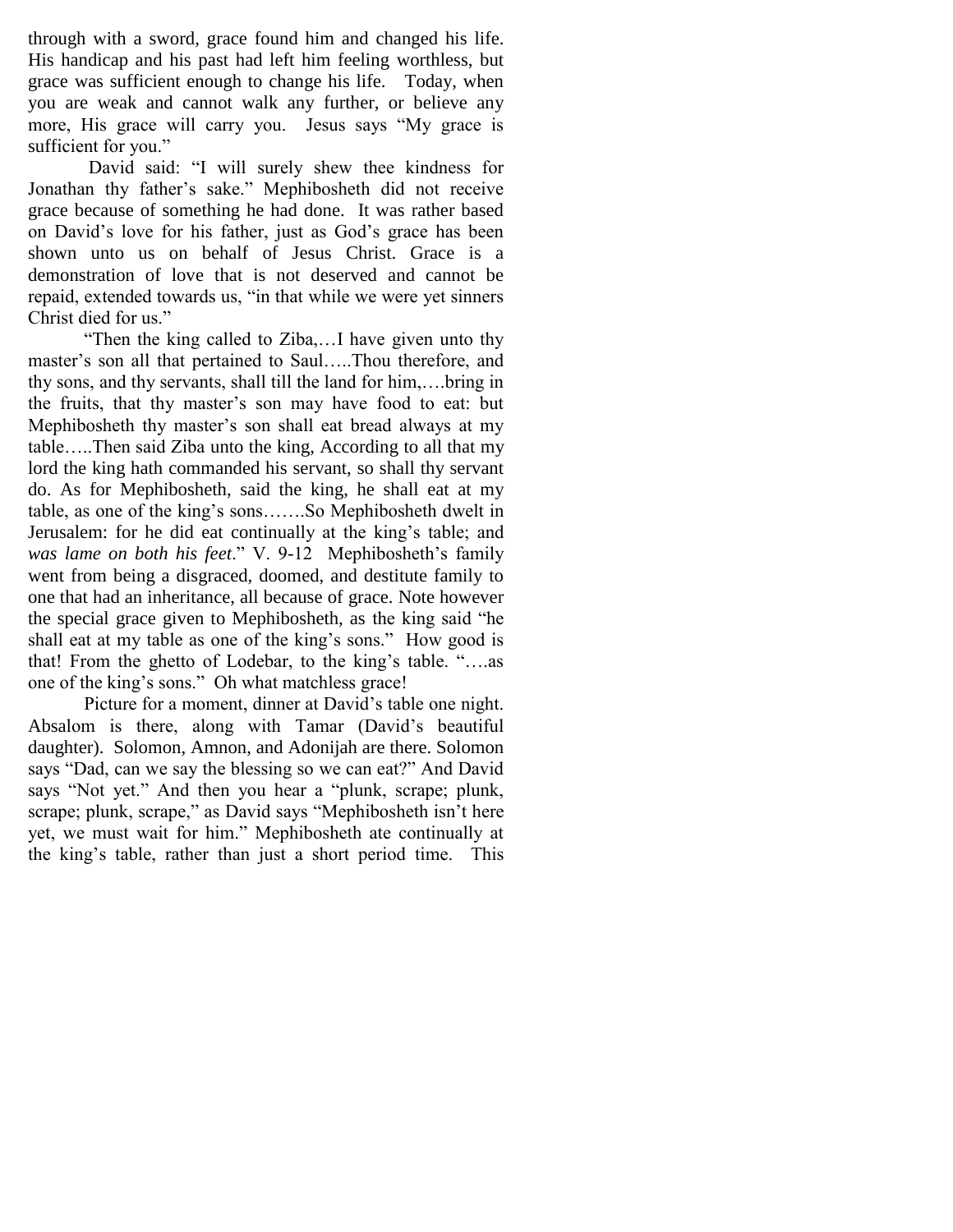through with a sword, grace found him and changed his life. His handicap and his past had left him feeling worthless, but grace was sufficient enough to change his life. Today, when you are weak and cannot walk any further, or believe any more, His grace will carry you. Jesus says “My grace is sufficient for you.”

David said: “I will surely shew thee kindness for Jonathan thy father’s sake.” Mephibosheth did not receive grace because of something he had done. It was rather based on David’s love for his father, just as God’s grace has been shown unto us on behalf of Jesus Christ. Grace is a demonstration of love that is not deserved and cannot be repaid, extended towards us, “in that while we were yet sinners Christ died for us.”

“Then the king called to Ziba,…I have given unto thy master’s son all that pertained to Saul…..Thou therefore, and thy sons, and thy servants, shall till the land for him,….bring in the fruits, that thy master’s son may have food to eat: but Mephibosheth thy master’s son shall eat bread always at my table…..Then said Ziba unto the king, According to all that my lord the king hath commanded his servant, so shall thy servant do. As for Mephibosheth, said the king, he shall eat at my table, as one of the king’s sons…….So Mephibosheth dwelt in Jerusalem: for he did eat continually at the king’s table; and *was lame on both his feet*.” V. 9-12 Mephibosheth’s family went from being a disgraced, doomed, and destitute family to one that had an inheritance, all because of grace. Note however the special grace given to Mephibosheth, as the king said “he shall eat at my table as one of the king’s sons.” How good is that! From the ghetto of Lodebar, to the king’s table. “….as one of the king’s sons.” Oh what matchless grace!

Picture for a moment, dinner at David’s table one night. Absalom is there, along with Tamar (David’s beautiful daughter). Solomon, Amnon, and Adonijah are there. Solomon says “Dad, can we say the blessing so we can eat?” And David says “Not yet.” And then you hear a “plunk, scrape; plunk, scrape; plunk, scrape,” as David says “Mephibosheth isn’t here yet, we must wait for him.” Mephibosheth ate continually at the king’s table, rather than just a short period time. This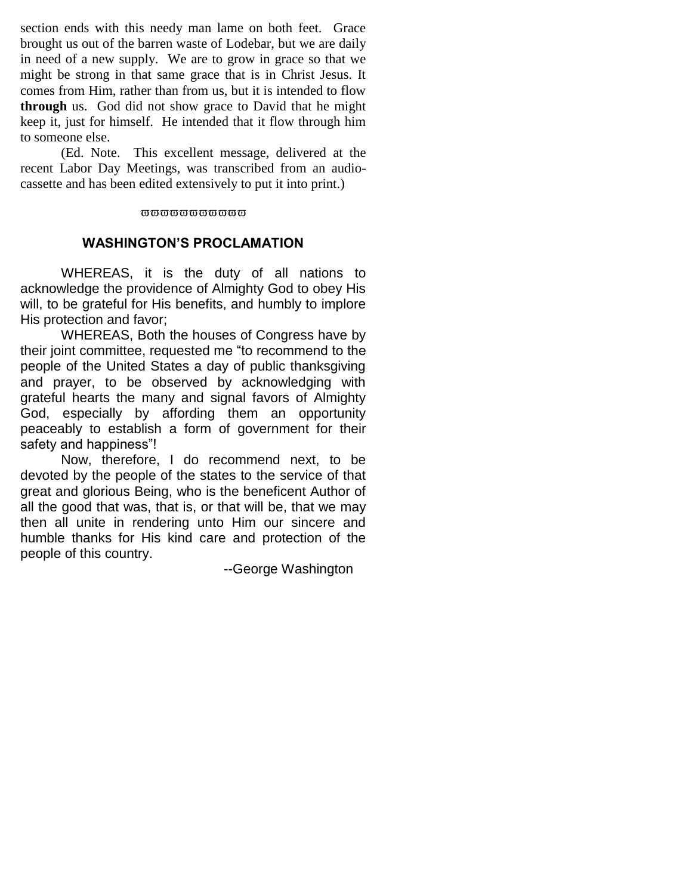section ends with this needy man lame on both feet. Grace brought us out of the barren waste of Lodebar, but we are daily in need of a new supply. We are to grow in grace so that we might be strong in that same grace that is in Christ Jesus. It comes from Him, rather than from us, but it is intended to flow **through** us. God did not show grace to David that he might keep it, just for himself. He intended that it flow through him to someone else.

(Ed. Note. This excellent message, delivered at the recent Labor Day Meetings, was transcribed from an audio-cassette and has been edited extensively to put it into print.)

ϖϖϖϖϖϖϖϖϖϖ

## WASHINGTON'S PROCLAMATION

WHEREAS, it is the duty of all nations to acknowledge the providence of Almighty God to obey His will, to be grateful for His benefits, and humbly to implore His protection and favor;

WHEREAS, Both the houses of Congress have by their joint committee, requested me "to recommend to the people of the United States a day of public thanksgiving and prayer, to be observed by acknowledging with grateful hearts the many and signal favors of Almighty God, especially by affording them an opportunity peaceably to establish a form of government for their safety and happiness"!

Now, therefore, I do recommend next, to be devoted by the people of the states to the service of that great and glorious Being, who is the beneficent Author of all the good that was, that is, or that will be, that we may then all unite in rendering unto Him our sincere and humble thanks for His kind care and protection of the people of this country.

--George Washington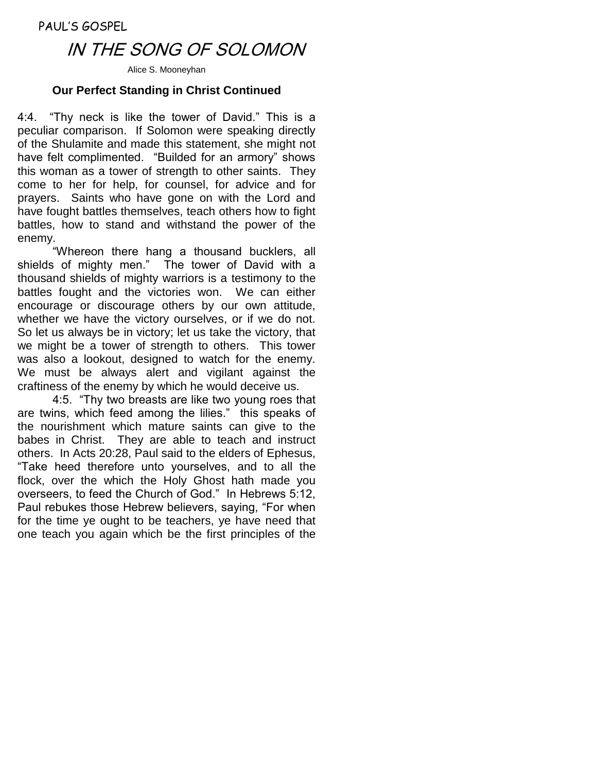PAUL'S GOSPEL

# IN THE SONG OF SOLOMON

Alice S. Mooneyhan

### Our Perfect Standing in Christ Continued

4:4. "Thy neck is like the tower of David." This is a peculiar comparison. If Solomon were speaking directly of the Shulamite and made this statement, she might not have felt complimented. "Builded for an armory" shows this woman as a tower of strength to other saints. They come to her for help, for counsel, for advice and for prayers. Saints who have gone on with the Lord and have fought battles themselves, teach others how to fight battles, how to stand and withstand the power of the enemy.

"Whereon there hang a thousand bucklers, all shields of mighty men." The tower of David with a thousand shields of mighty warriors is a testimony to the battles fought and the victories won. We can either encourage or discourage others by our own attitude, whether we have the victory ourselves, or if we do not. So let us always be in victory; let us take the victory, that we might be a tower of strength to others. This tower was also a lookout, designed to watch for the enemy. We must be always alert and vigilant against the craftiness of the enemy by which he would deceive us.

4:5. "Thy two breasts are like two young roes that are twins, which feed among the lilies." this speaks of the nourishment which mature saints can give to the babes in Christ. They are able to teach and instruct others. In Acts 20:28, Paul said to the elders of Ephesus, "Take heed therefore unto yourselves, and to all the flock, over the which the Holy Ghost hath made you overseers, to feed the Church of God." In Hebrews 5:12, Paul rebukes those Hebrew believers, saying, "For when for the time ye ought to be teachers, ye have need that one teach you again which be the first principles of the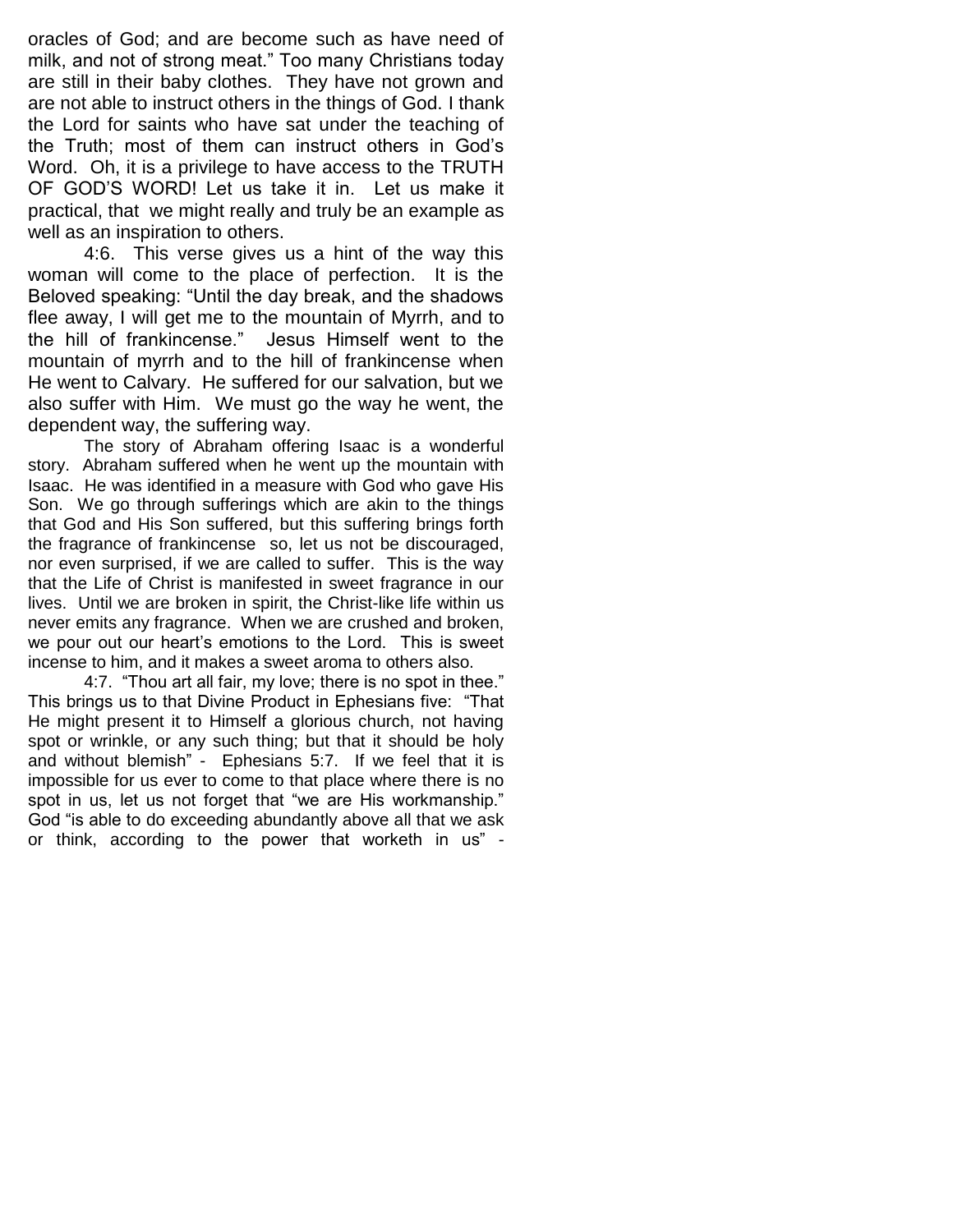oracles of God; and are become such as have need of milk, and not of strong meat." Too many Christians today are still in their baby clothes. They have not grown and are not able to instruct others in the things of God. I thank the Lord for saints who have sat under the teaching of the Truth; most of them can instruct others in God's Word. Oh, it is a privilege to have access to the TRUTH OF GOD'S WORD! Let us take it in. Let us make it practical, that we might really and truly be an example as well as an inspiration to others.

4:6. This verse gives us a hint of the way this woman will come to the place of perfection. It is the Beloved speaking: "Until the day break, and the shadows flee away, I will get me to the mountain of Myrrh, and to the hill of frankincense." Jesus Himself went to the mountain of myrrh and to the hill of frankincense when He went to Calvary. He suffered for our salvation, but we also suffer with Him. We must go the way he went, the dependent way, the suffering way.

The story of Abraham offering Isaac is a wonderful story. Abraham suffered when he went up the mountain with Isaac. He was identified in a measure with God who gave His Son. We go through sufferings which are akin to the things that God and His Son suffered, but this suffering brings forth the fragrance of frankincense so, let us not be discouraged, nor even surprised, if we are called to suffer. This is the way that the Life of Christ is manifested in sweet fragrance in our lives. Until we are broken in spirit, the Christ-like life within us never emits any fragrance. When we are crushed and broken, we pour out our heart's emotions to the Lord. This is sweet incense to him, and it makes a sweet aroma to others also.

4:7. "Thou art all fair, my love; there is no spot in thee." This brings us to that Divine Product in Ephesians five: "That He might present it to Himself a glorious church, not having spot or wrinkle, or any such thing; but that it should be holy and without blemish" - Ephesians 5:7. If we feel that it is impossible for us ever to come to that place where there is no spot in us, let us not forget that "we are His workmanship." God "is able to do exceeding abundantly above all that we ask or think, according to the power that worketh in us" -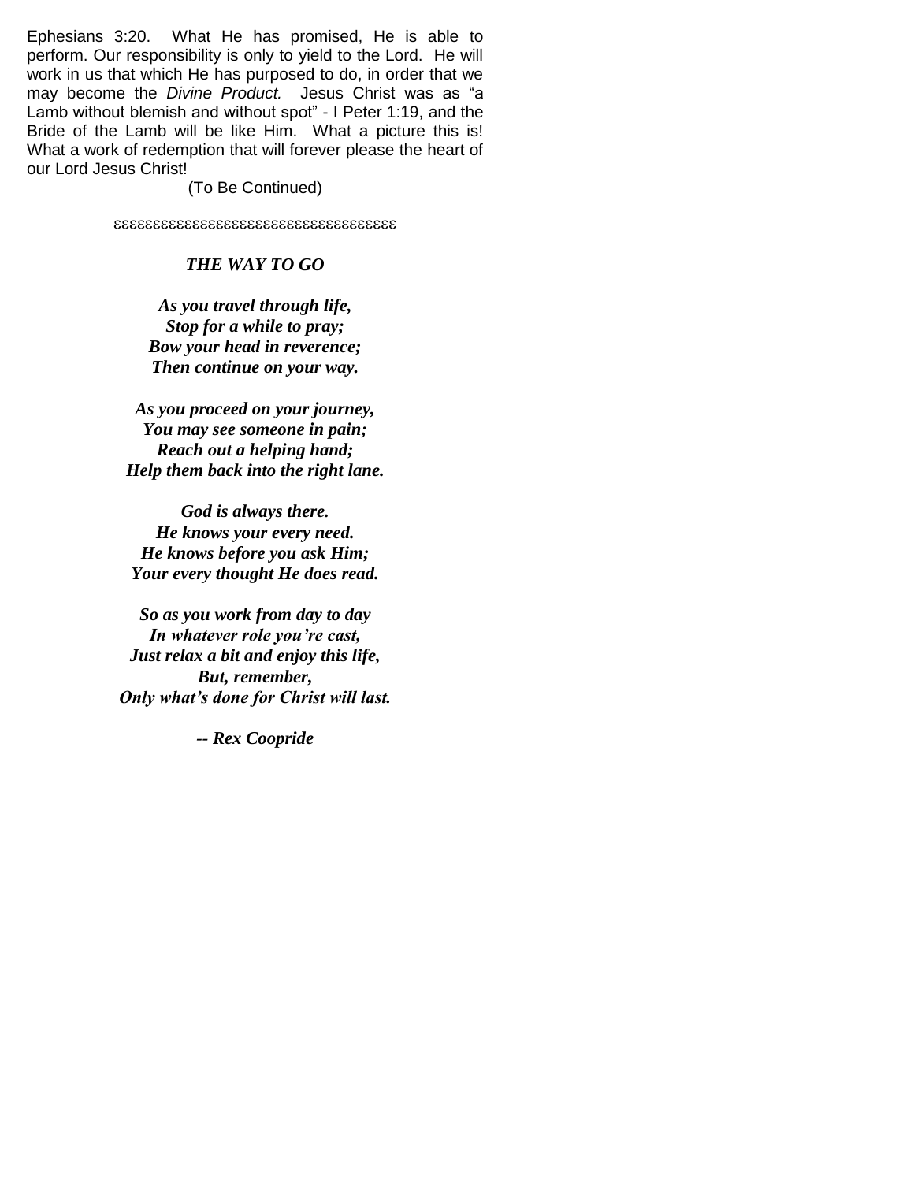Ephesians 3:20. What He has promised, He is able to perform. Our responsibility is only to yield to the Lord. He will work in us that which He has purposed to do, in order that we may become the *Divine Product.* Jesus Christ was as "a Lamb without blemish and without spot" - I Peter 1:19, and the Bride of the Lamb will be like Him. What a picture this is! What a work of redemption that will forever please the heart of our Lord Jesus Christ!

(To Be Continued)

εεεεεεεεεεεεεεεεεεεεεεεεεεεεεεεεεε

### *THE WAY TO GO*

***As you travel through life,***
***Stop for a while to pray;***
***Bow your head in reverence;***
***Then continue on your way.***

***As you proceed on your journey,***
***You may see someone in pain;***
***Reach out a helping hand;***
***Help them back into the right lane.***

***God is always there.***
***He knows your every need.***
***He knows before you ask Him;***
***Your every thought He does read.***

***So as you work from day to day***
***In whatever role you're cast,***
***Just relax a bit and enjoy this life,***
***But, remember,***
***Only what's done for Christ will last.***

***-- Rex Coopride***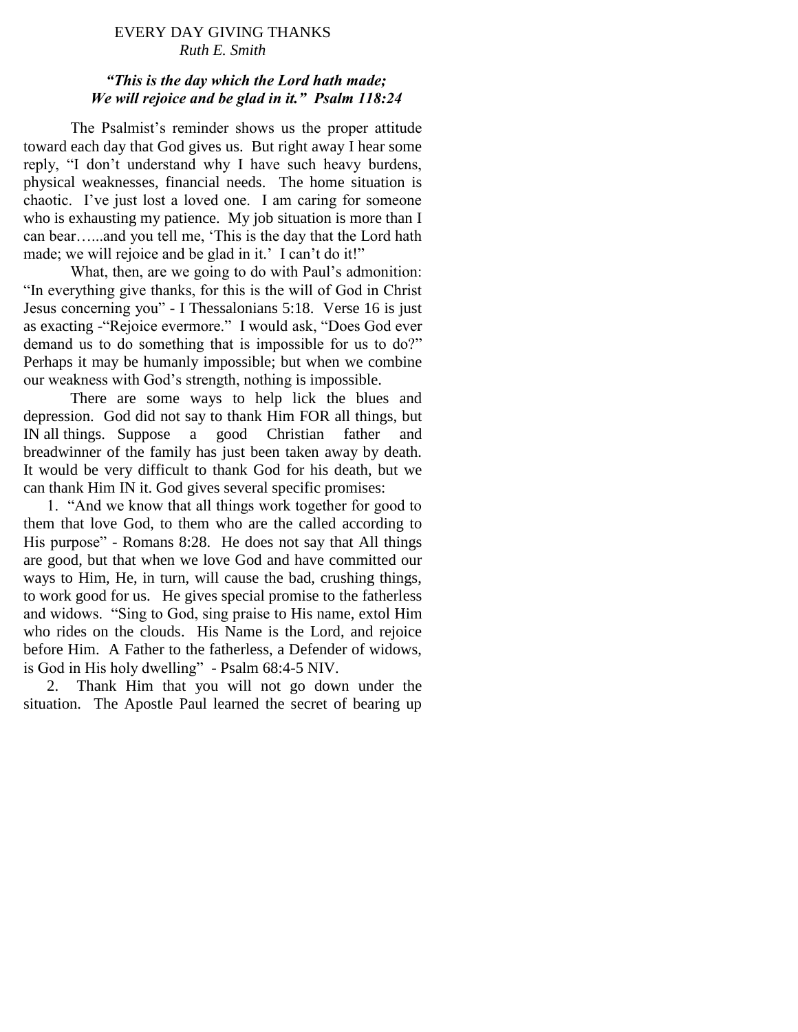# EVERY DAY GIVING THANKS

*Ruth E. Smith*

***"This is the day which the Lord hath made; We will rejoice and be glad in it." Psalm 118:24***

The Psalmist's reminder shows us the proper attitude toward each day that God gives us. But right away I hear some reply, "I don't understand why I have such heavy burdens, physical weaknesses, financial needs. The home situation is chaotic. I've just lost a loved one. I am caring for someone who is exhausting my patience. My job situation is more than I can bear…...and you tell me, 'This is the day that the Lord hath made; we will rejoice and be glad in it.' I can't do it!"

What, then, are we going to do with Paul's admonition: "In everything give thanks, for this is the will of God in Christ Jesus concerning you" - I Thessalonians 5:18. Verse 16 is just as exacting -"Rejoice evermore." I would ask, "Does God ever demand us to do something that is impossible for us to do?" Perhaps it may be humanly impossible; but when we combine our weakness with God's strength, nothing is impossible.

There are some ways to help lick the blues and depression. God did not say to thank Him FOR all things, but IN all things. Suppose a good Christian father and breadwinner of the family has just been taken away by death. It would be very difficult to thank God for his death, but we can thank Him IN it. God gives several specific promises:

1. "And we know that all things work together for good to them that love God, to them who are the called according to His purpose" - Romans 8:28. He does not say that All things are good, but that when we love God and have committed our ways to Him, He, in turn, will cause the bad, crushing things, to work good for us. He gives special promise to the fatherless and widows. "Sing to God, sing praise to His name, extol Him who rides on the clouds. His Name is the Lord, and rejoice before Him. A Father to the fatherless, a Defender of widows, is God in His holy dwelling" - Psalm 68:4-5 NIV.

2. Thank Him that you will not go down under the situation. The Apostle Paul learned the secret of bearing up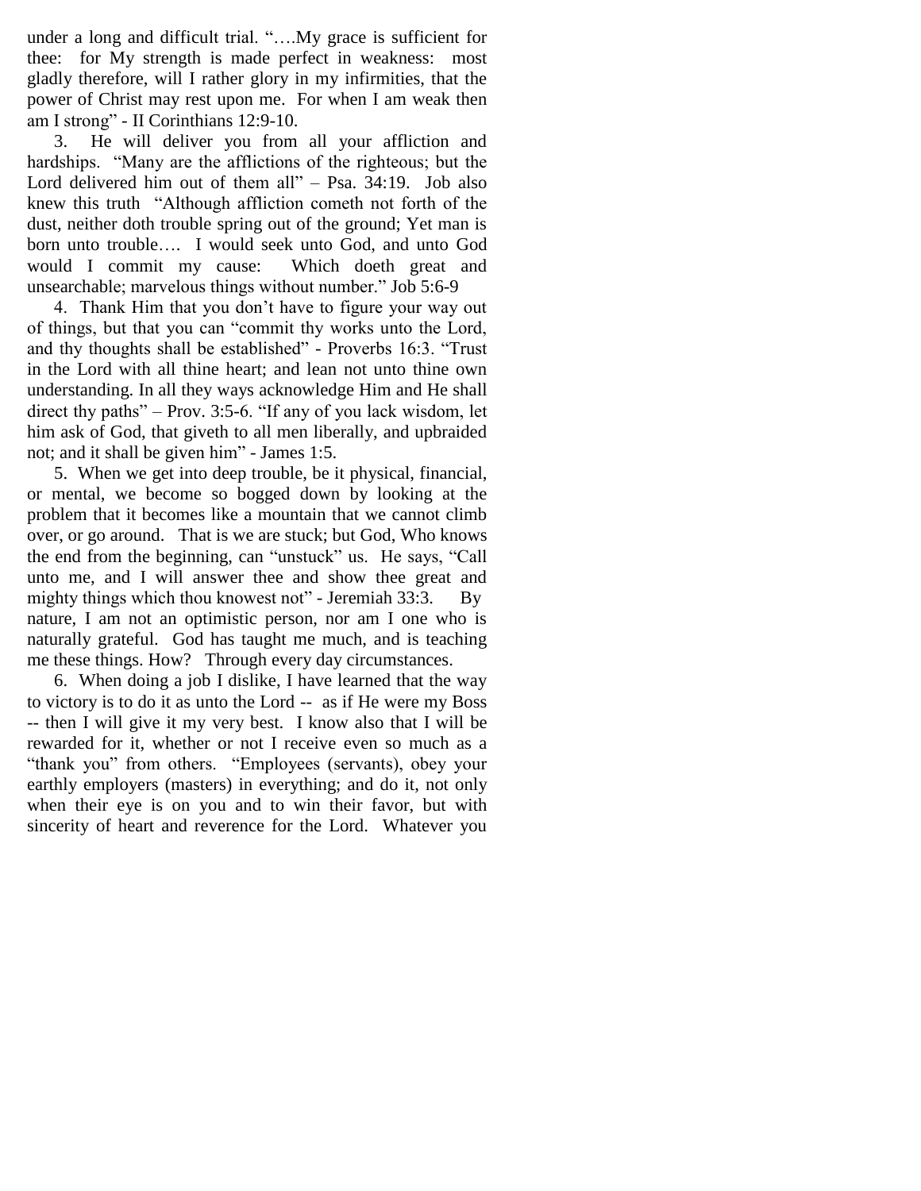under a long and difficult trial. "….My grace is sufficient for thee: for My strength is made perfect in weakness: most gladly therefore, will I rather glory in my infirmities, that the power of Christ may rest upon me. For when I am weak then am I strong" - II Corinthians 12:9-10.

3. He will deliver you from all your affliction and hardships. "Many are the afflictions of the righteous; but the Lord delivered him out of them all" – Psa. 34:19. Job also knew this truth "Although affliction cometh not forth of the dust, neither doth trouble spring out of the ground; Yet man is born unto trouble…. I would seek unto God, and unto God would I commit my cause: Which doeth great and unsearchable; marvelous things without number." Job 5:6-9

4. Thank Him that you don't have to figure your way out of things, but that you can "commit thy works unto the Lord, and thy thoughts shall be established" - Proverbs 16:3. "Trust in the Lord with all thine heart; and lean not unto thine own understanding. In all they ways acknowledge Him and He shall direct thy paths" – Prov. 3:5-6. "If any of you lack wisdom, let him ask of God, that giveth to all men liberally, and upbraided not; and it shall be given him" - James 1:5.

5. When we get into deep trouble, be it physical, financial, or mental, we become so bogged down by looking at the problem that it becomes like a mountain that we cannot climb over, or go around. That is we are stuck; but God, Who knows the end from the beginning, can "unstuck" us. He says, "Call unto me, and I will answer thee and show thee great and mighty things which thou knowest not" - Jeremiah 33:3. By nature, I am not an optimistic person, nor am I one who is naturally grateful. God has taught me much, and is teaching me these things. How? Through every day circumstances.

6. When doing a job I dislike, I have learned that the way to victory is to do it as unto the Lord -- as if He were my Boss -- then I will give it my very best. I know also that I will be rewarded for it, whether or not I receive even so much as a "thank you" from others. "Employees (servants), obey your earthly employers (masters) in everything; and do it, not only when their eye is on you and to win their favor, but with sincerity of heart and reverence for the Lord. Whatever you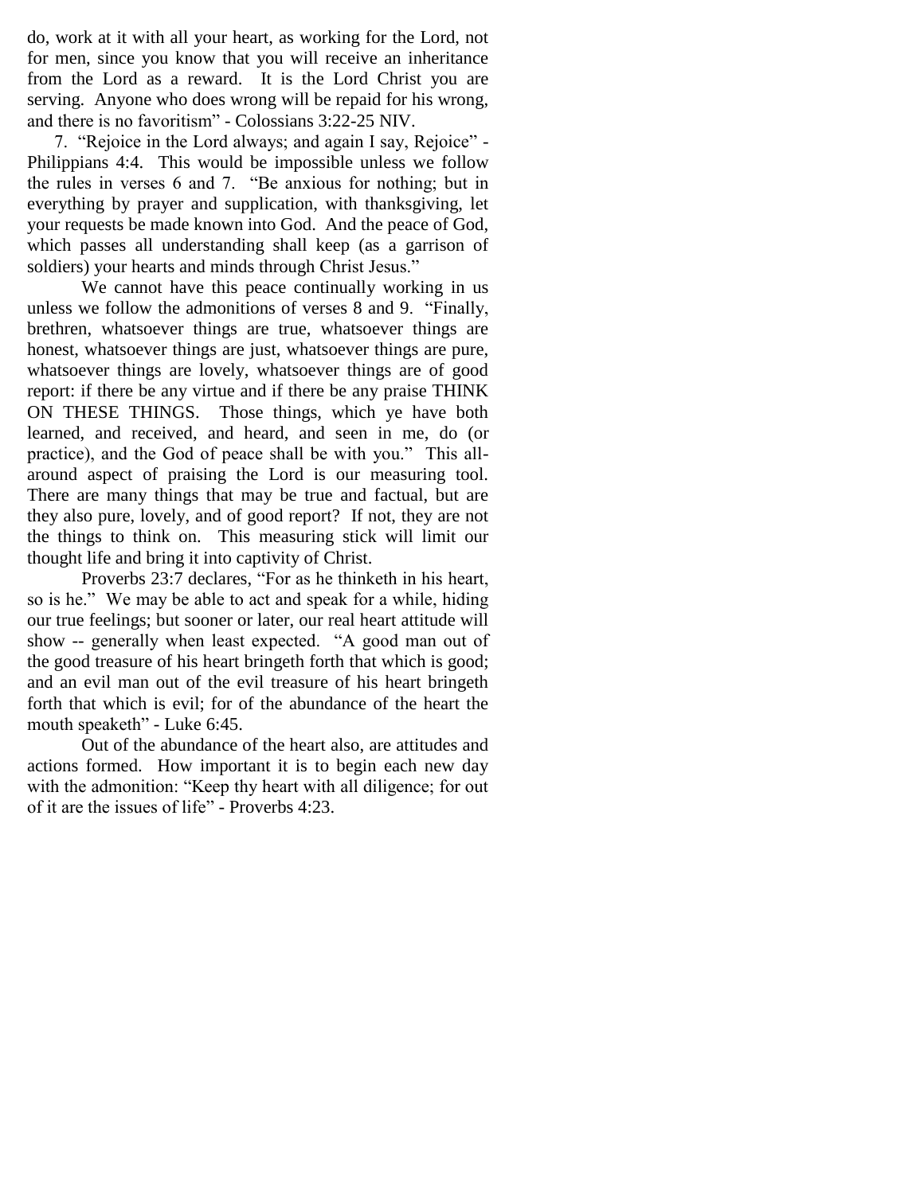do, work at it with all your heart, as working for the Lord, not for men, since you know that you will receive an inheritance from the Lord as a reward. It is the Lord Christ you are serving. Anyone who does wrong will be repaid for his wrong, and there is no favoritism" - Colossians 3:22-25 NIV.

7. "Rejoice in the Lord always; and again I say, Rejoice" - Philippians 4:4. This would be impossible unless we follow the rules in verses 6 and 7. "Be anxious for nothing; but in everything by prayer and supplication, with thanksgiving, let your requests be made known into God. And the peace of God, which passes all understanding shall keep (as a garrison of soldiers) your hearts and minds through Christ Jesus."

We cannot have this peace continually working in us unless we follow the admonitions of verses 8 and 9. "Finally, brethren, whatsoever things are true, whatsoever things are honest, whatsoever things are just, whatsoever things are pure, whatsoever things are lovely, whatsoever things are of good report: if there be any virtue and if there be any praise THINK ON THESE THINGS. Those things, which ye have both learned, and received, and heard, and seen in me, do (or practice), and the God of peace shall be with you." This all-around aspect of praising the Lord is our measuring tool. There are many things that may be true and factual, but are they also pure, lovely, and of good report? If not, they are not the things to think on. This measuring stick will limit our thought life and bring it into captivity of Christ.

Proverbs 23:7 declares, "For as he thinketh in his heart, so is he." We may be able to act and speak for a while, hiding our true feelings; but sooner or later, our real heart attitude will show -- generally when least expected. "A good man out of the good treasure of his heart bringeth forth that which is good; and an evil man out of the evil treasure of his heart bringeth forth that which is evil; for of the abundance of the heart the mouth speaketh" - Luke 6:45.

Out of the abundance of the heart also, are attitudes and actions formed. How important it is to begin each new day with the admonition: "Keep thy heart with all diligence; for out of it are the issues of life" - Proverbs 4:23.